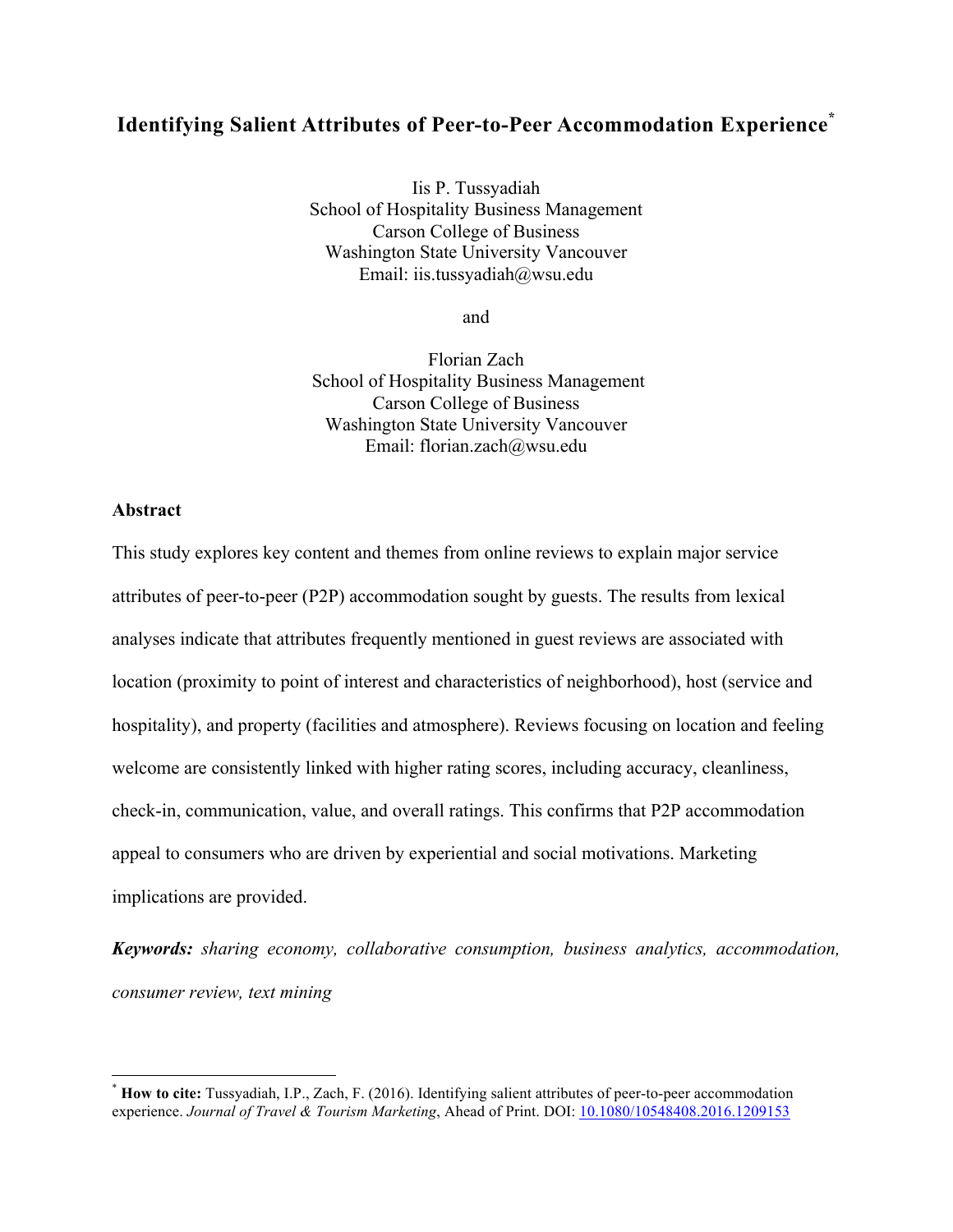# Identifying Salient Attributes of Peer-to-Peer Accommodation Experience[*]

Iis P. Tussyadiah
School of Hospitality Business Management
Carson College of Business
Washington State University Vancouver
Email: iis.tussyadiah@wsu.edu

and

Florian Zach
School of Hospitality Business Management
Carson College of Business
Washington State University Vancouver
Email: florian.zach@wsu.edu

## Abstract

This study explores key content and themes from online reviews to explain major service attributes of peer-to-peer (P2P) accommodation sought by guests. The results from lexical analyses indicate that attributes frequently mentioned in guest reviews are associated with location (proximity to point of interest and characteristics of neighborhood), host (service and hospitality), and property (facilities and atmosphere). Reviews focusing on location and feeling welcome are consistently linked with higher rating scores, including accuracy, cleanliness, check-in, communication, value, and overall ratings. This confirms that P2P accommodation appeal to consumers who are driven by experiential and social motivations. Marketing implications are provided.

***Keywords:*** *sharing economy, collaborative consumption, business analytics, accommodation, consumer review, text mining*

---

[*] **How to cite:** Tussyadiah, I.P., Zach, F. (2016). Identifying salient attributes of peer-to-peer accommodation experience. *Journal of Travel & Tourism Marketing*, Ahead of Print. DOI: 10.1080/10548408.2016.1209153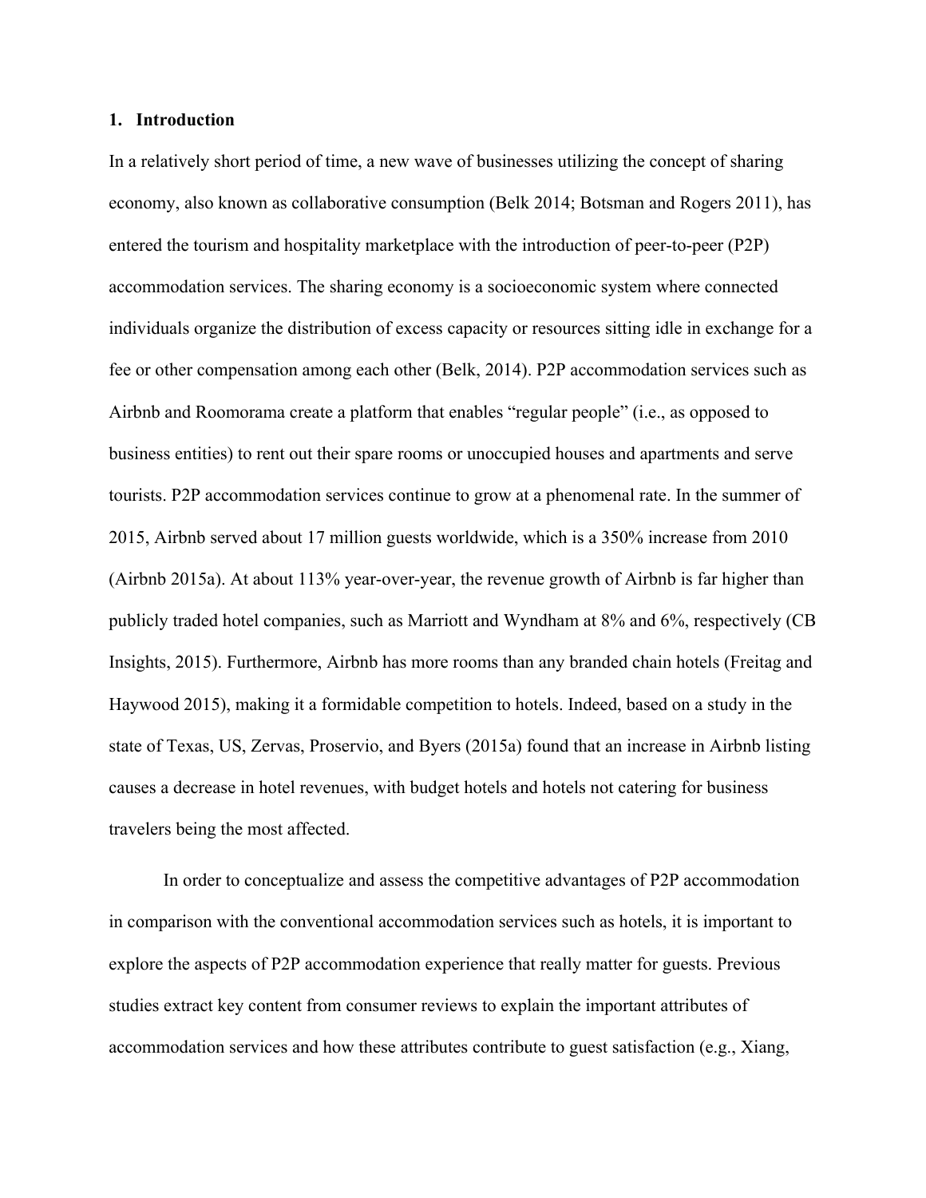## 1. Introduction

In a relatively short period of time, a new wave of businesses utilizing the concept of sharing economy, also known as collaborative consumption (Belk 2014; Botsman and Rogers 2011), has entered the tourism and hospitality marketplace with the introduction of peer-to-peer (P2P) accommodation services. The sharing economy is a socioeconomic system where connected individuals organize the distribution of excess capacity or resources sitting idle in exchange for a fee or other compensation among each other (Belk, 2014). P2P accommodation services such as Airbnb and Roomorama create a platform that enables "regular people" (i.e., as opposed to business entities) to rent out their spare rooms or unoccupied houses and apartments and serve tourists. P2P accommodation services continue to grow at a phenomenal rate. In the summer of 2015, Airbnb served about 17 million guests worldwide, which is a 350% increase from 2010 (Airbnb 2015a). At about 113% year-over-year, the revenue growth of Airbnb is far higher than publicly traded hotel companies, such as Marriott and Wyndham at 8% and 6%, respectively (CB Insights, 2015). Furthermore, Airbnb has more rooms than any branded chain hotels (Freitag and Haywood 2015), making it a formidable competition to hotels. Indeed, based on a study in the state of Texas, US, Zervas, Proservio, and Byers (2015a) found that an increase in Airbnb listing causes a decrease in hotel revenues, with budget hotels and hotels not catering for business travelers being the most affected.

In order to conceptualize and assess the competitive advantages of P2P accommodation in comparison with the conventional accommodation services such as hotels, it is important to explore the aspects of P2P accommodation experience that really matter for guests. Previous studies extract key content from consumer reviews to explain the important attributes of accommodation services and how these attributes contribute to guest satisfaction (e.g., Xiang,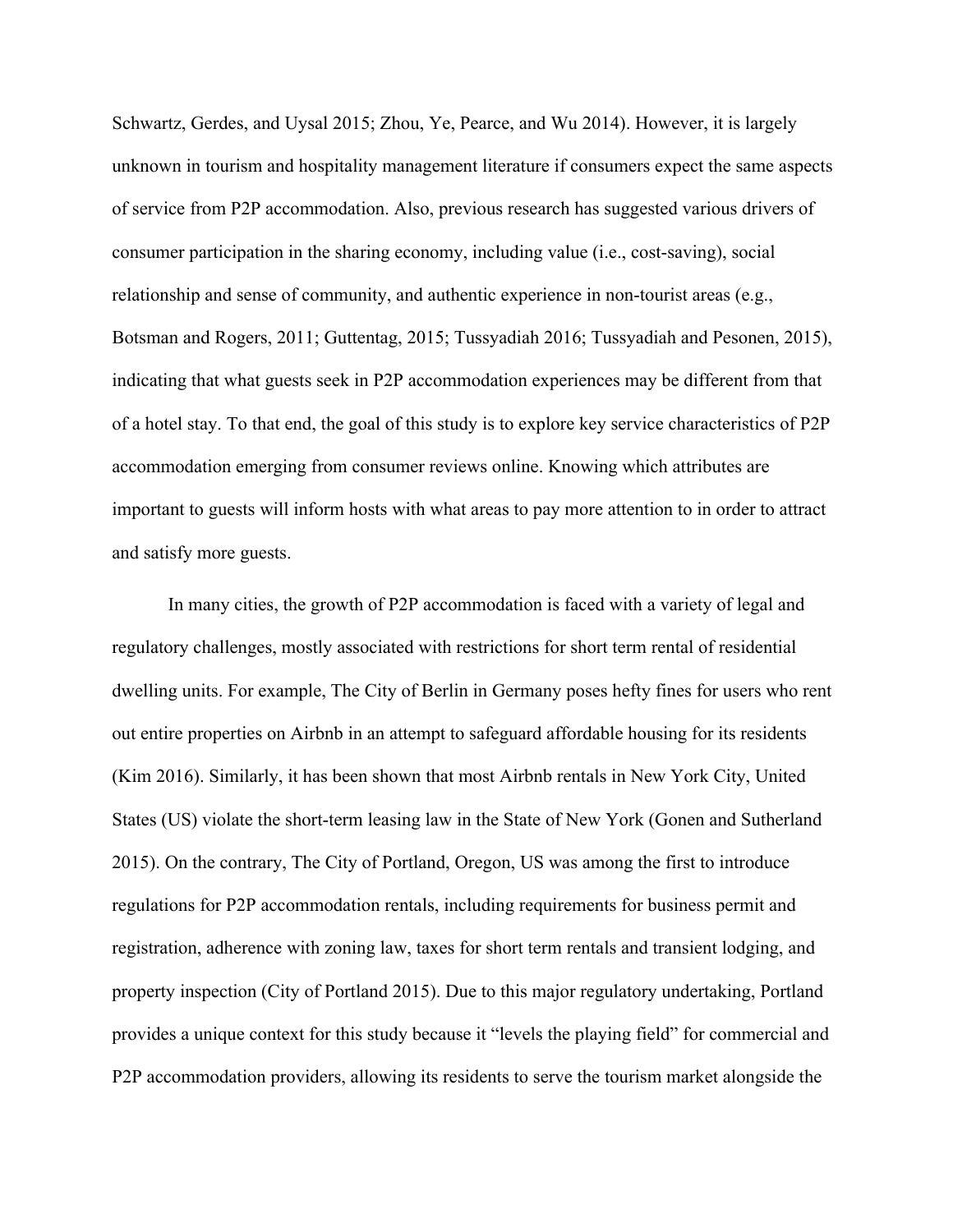Schwartz, Gerdes, and Uysal 2015; Zhou, Ye, Pearce, and Wu 2014). However, it is largely unknown in tourism and hospitality management literature if consumers expect the same aspects of service from P2P accommodation. Also, previous research has suggested various drivers of consumer participation in the sharing economy, including value (i.e., cost-saving), social relationship and sense of community, and authentic experience in non-tourist areas (e.g., Botsman and Rogers, 2011; Guttentag, 2015; Tussyadiah 2016; Tussyadiah and Pesonen, 2015), indicating that what guests seek in P2P accommodation experiences may be different from that of a hotel stay. To that end, the goal of this study is to explore key service characteristics of P2P accommodation emerging from consumer reviews online. Knowing which attributes are important to guests will inform hosts with what areas to pay more attention to in order to attract and satisfy more guests.

In many cities, the growth of P2P accommodation is faced with a variety of legal and regulatory challenges, mostly associated with restrictions for short term rental of residential dwelling units. For example, The City of Berlin in Germany poses hefty fines for users who rent out entire properties on Airbnb in an attempt to safeguard affordable housing for its residents (Kim 2016). Similarly, it has been shown that most Airbnb rentals in New York City, United States (US) violate the short-term leasing law in the State of New York (Gonen and Sutherland 2015). On the contrary, The City of Portland, Oregon, US was among the first to introduce regulations for P2P accommodation rentals, including requirements for business permit and registration, adherence with zoning law, taxes for short term rentals and transient lodging, and property inspection (City of Portland 2015). Due to this major regulatory undertaking, Portland provides a unique context for this study because it "levels the playing field" for commercial and P2P accommodation providers, allowing its residents to serve the tourism market alongside the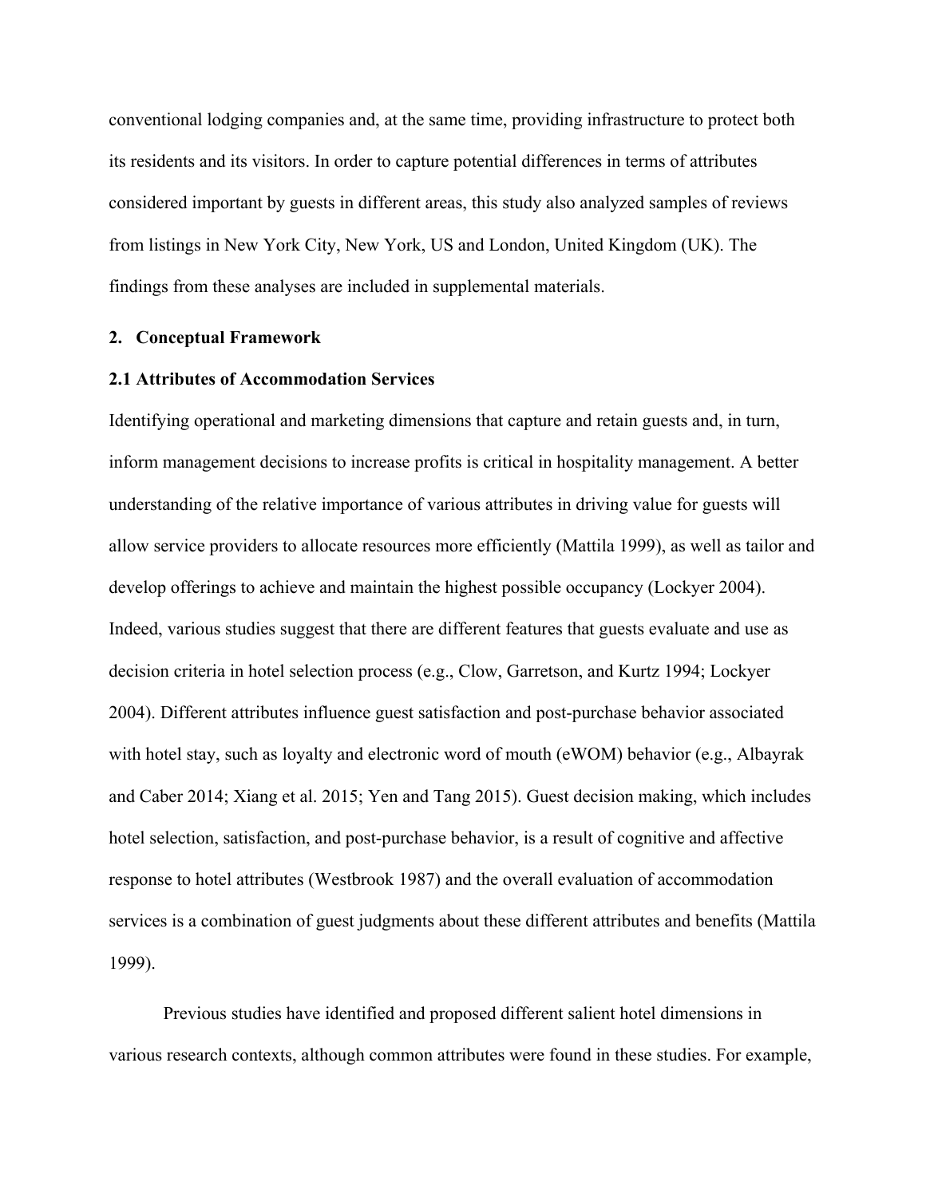conventional lodging companies and, at the same time, providing infrastructure to protect both its residents and its visitors. In order to capture potential differences in terms of attributes considered important by guests in different areas, this study also analyzed samples of reviews from listings in New York City, New York, US and London, United Kingdom (UK). The findings from these analyses are included in supplemental materials.

## 2. Conceptual Framework

### 2.1 Attributes of Accommodation Services

Identifying operational and marketing dimensions that capture and retain guests and, in turn, inform management decisions to increase profits is critical in hospitality management. A better understanding of the relative importance of various attributes in driving value for guests will allow service providers to allocate resources more efficiently (Mattila 1999), as well as tailor and develop offerings to achieve and maintain the highest possible occupancy (Lockyer 2004). Indeed, various studies suggest that there are different features that guests evaluate and use as decision criteria in hotel selection process (e.g., Clow, Garretson, and Kurtz 1994; Lockyer 2004). Different attributes influence guest satisfaction and post-purchase behavior associated with hotel stay, such as loyalty and electronic word of mouth (eWOM) behavior (e.g., Albayrak and Caber 2014; Xiang et al. 2015; Yen and Tang 2015). Guest decision making, which includes hotel selection, satisfaction, and post-purchase behavior, is a result of cognitive and affective response to hotel attributes (Westbrook 1987) and the overall evaluation of accommodation services is a combination of guest judgments about these different attributes and benefits (Mattila 1999).

Previous studies have identified and proposed different salient hotel dimensions in various research contexts, although common attributes were found in these studies. For example,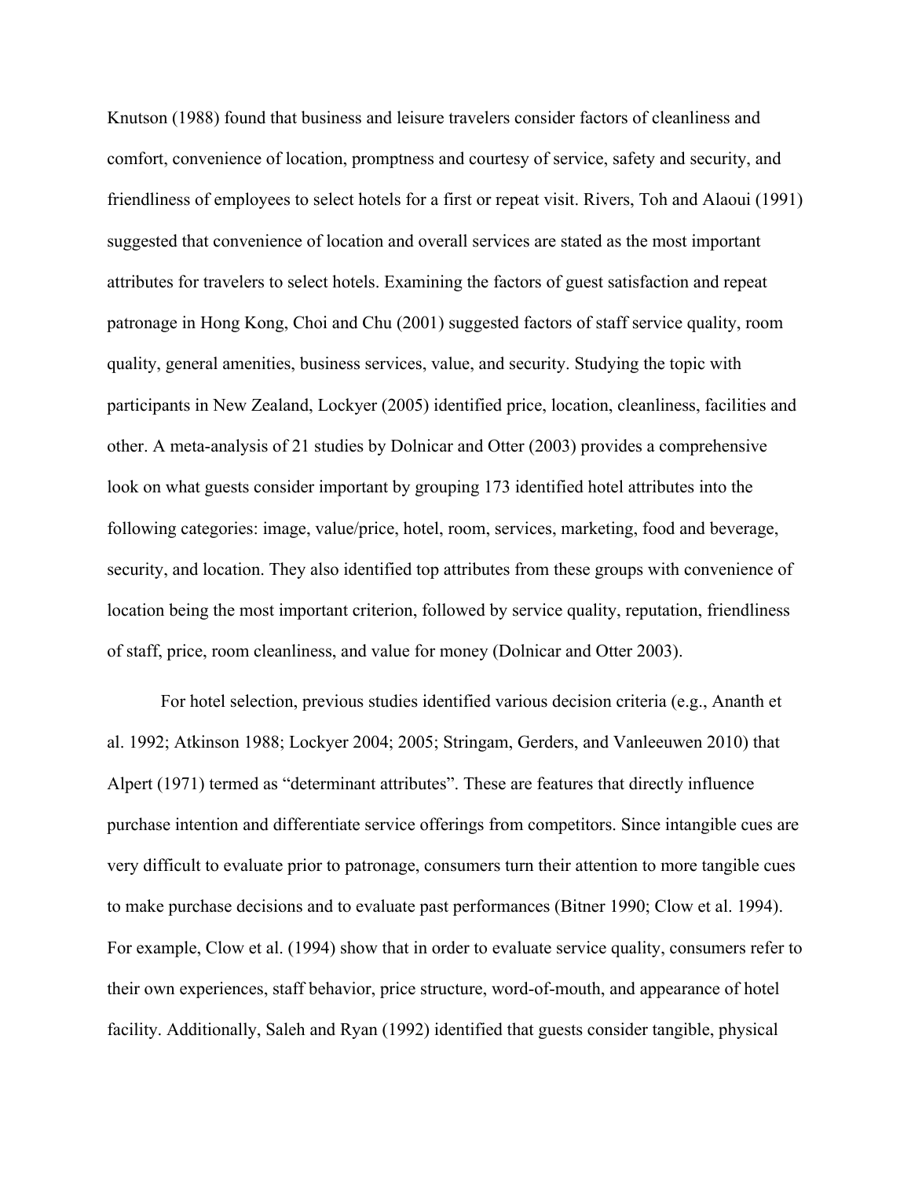Knutson (1988) found that business and leisure travelers consider factors of cleanliness and comfort, convenience of location, promptness and courtesy of service, safety and security, and friendliness of employees to select hotels for a first or repeat visit. Rivers, Toh and Alaoui (1991) suggested that convenience of location and overall services are stated as the most important attributes for travelers to select hotels. Examining the factors of guest satisfaction and repeat patronage in Hong Kong, Choi and Chu (2001) suggested factors of staff service quality, room quality, general amenities, business services, value, and security. Studying the topic with participants in New Zealand, Lockyer (2005) identified price, location, cleanliness, facilities and other. A meta-analysis of 21 studies by Dolnicar and Otter (2003) provides a comprehensive look on what guests consider important by grouping 173 identified hotel attributes into the following categories: image, value/price, hotel, room, services, marketing, food and beverage, security, and location. They also identified top attributes from these groups with convenience of location being the most important criterion, followed by service quality, reputation, friendliness of staff, price, room cleanliness, and value for money (Dolnicar and Otter 2003).

For hotel selection, previous studies identified various decision criteria (e.g., Ananth et al. 1992; Atkinson 1988; Lockyer 2004; 2005; Stringam, Gerders, and Vanleeuwen 2010) that Alpert (1971) termed as "determinant attributes". These are features that directly influence purchase intention and differentiate service offerings from competitors. Since intangible cues are very difficult to evaluate prior to patronage, consumers turn their attention to more tangible cues to make purchase decisions and to evaluate past performances (Bitner 1990; Clow et al. 1994). For example, Clow et al. (1994) show that in order to evaluate service quality, consumers refer to their own experiences, staff behavior, price structure, word-of-mouth, and appearance of hotel facility. Additionally, Saleh and Ryan (1992) identified that guests consider tangible, physical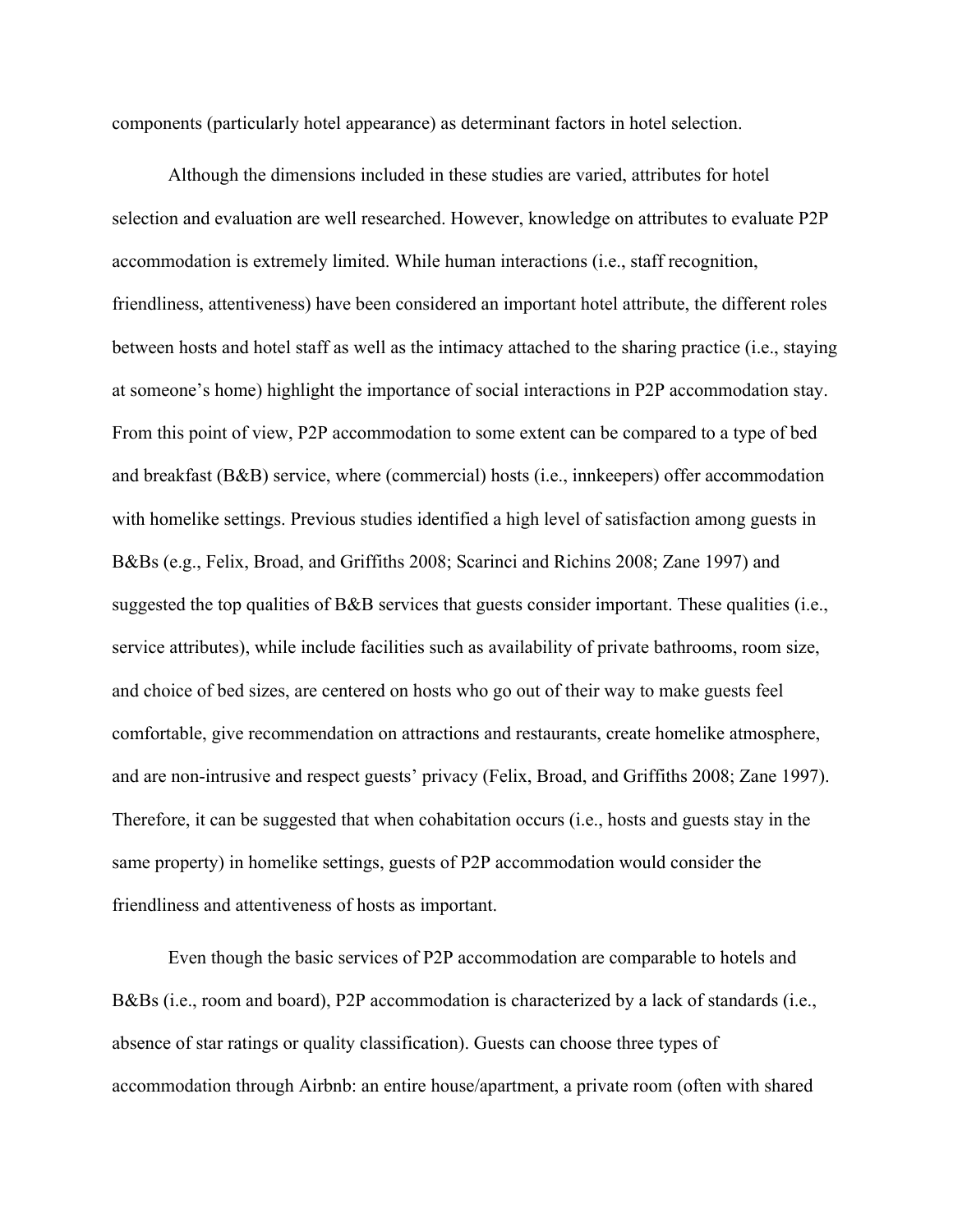components (particularly hotel appearance) as determinant factors in hotel selection.

Although the dimensions included in these studies are varied, attributes for hotel selection and evaluation are well researched. However, knowledge on attributes to evaluate P2P accommodation is extremely limited. While human interactions (i.e., staff recognition, friendliness, attentiveness) have been considered an important hotel attribute, the different roles between hosts and hotel staff as well as the intimacy attached to the sharing practice (i.e., staying at someone's home) highlight the importance of social interactions in P2P accommodation stay. From this point of view, P2P accommodation to some extent can be compared to a type of bed and breakfast (B&B) service, where (commercial) hosts (i.e., innkeepers) offer accommodation with homelike settings. Previous studies identified a high level of satisfaction among guests in B&Bs (e.g., Felix, Broad, and Griffiths 2008; Scarinci and Richins 2008; Zane 1997) and suggested the top qualities of B&B services that guests consider important. These qualities (i.e., service attributes), while include facilities such as availability of private bathrooms, room size, and choice of bed sizes, are centered on hosts who go out of their way to make guests feel comfortable, give recommendation on attractions and restaurants, create homelike atmosphere, and are non-intrusive and respect guests' privacy (Felix, Broad, and Griffiths 2008; Zane 1997). Therefore, it can be suggested that when cohabitation occurs (i.e., hosts and guests stay in the same property) in homelike settings, guests of P2P accommodation would consider the friendliness and attentiveness of hosts as important.

Even though the basic services of P2P accommodation are comparable to hotels and B&Bs (i.e., room and board), P2P accommodation is characterized by a lack of standards (i.e., absence of star ratings or quality classification). Guests can choose three types of accommodation through Airbnb: an entire house/apartment, a private room (often with shared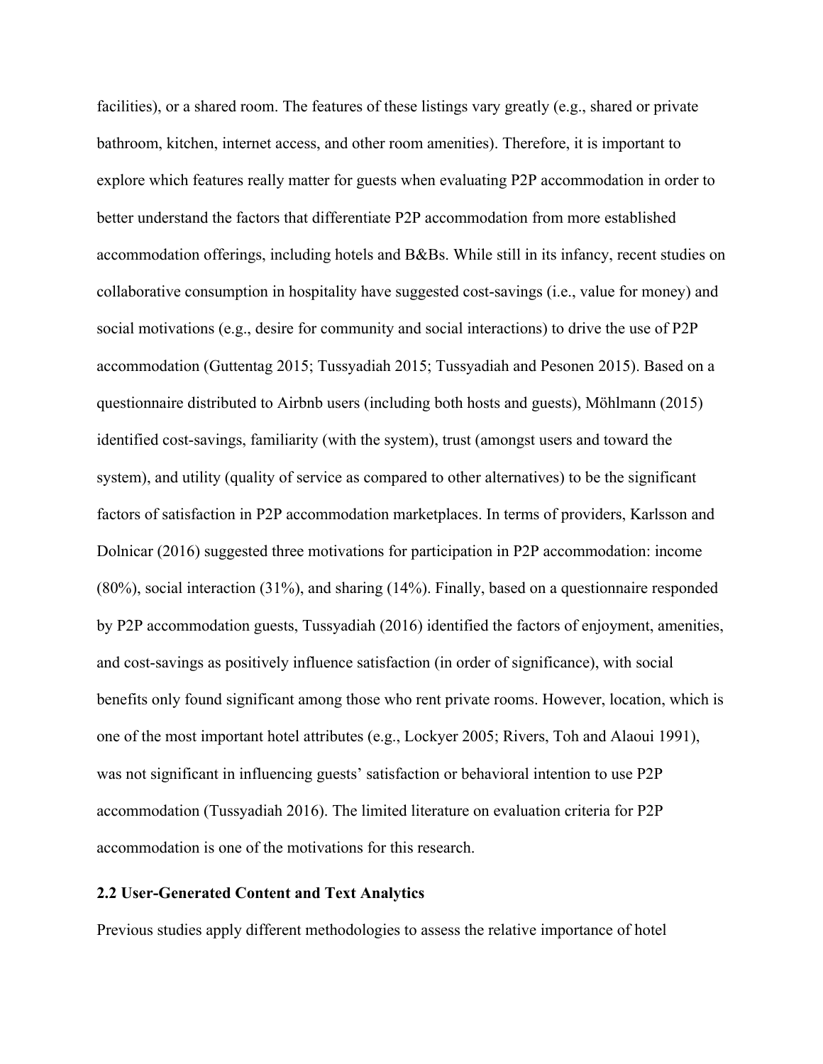facilities), or a shared room. The features of these listings vary greatly (e.g., shared or private bathroom, kitchen, internet access, and other room amenities). Therefore, it is important to explore which features really matter for guests when evaluating P2P accommodation in order to better understand the factors that differentiate P2P accommodation from more established accommodation offerings, including hotels and B&Bs. While still in its infancy, recent studies on collaborative consumption in hospitality have suggested cost-savings (i.e., value for money) and social motivations (e.g., desire for community and social interactions) to drive the use of P2P accommodation (Guttentag 2015; Tussyadiah 2015; Tussyadiah and Pesonen 2015). Based on a questionnaire distributed to Airbnb users (including both hosts and guests), Möhlmann (2015) identified cost-savings, familiarity (with the system), trust (amongst users and toward the system), and utility (quality of service as compared to other alternatives) to be the significant factors of satisfaction in P2P accommodation marketplaces. In terms of providers, Karlsson and Dolnicar (2016) suggested three motivations for participation in P2P accommodation: income (80%), social interaction (31%), and sharing (14%). Finally, based on a questionnaire responded by P2P accommodation guests, Tussyadiah (2016) identified the factors of enjoyment, amenities, and cost-savings as positively influence satisfaction (in order of significance), with social benefits only found significant among those who rent private rooms. However, location, which is one of the most important hotel attributes (e.g., Lockyer 2005; Rivers, Toh and Alaoui 1991), was not significant in influencing guests' satisfaction or behavioral intention to use P2P accommodation (Tussyadiah 2016). The limited literature on evaluation criteria for P2P accommodation is one of the motivations for this research.

## 2.2 User-Generated Content and Text Analytics

Previous studies apply different methodologies to assess the relative importance of hotel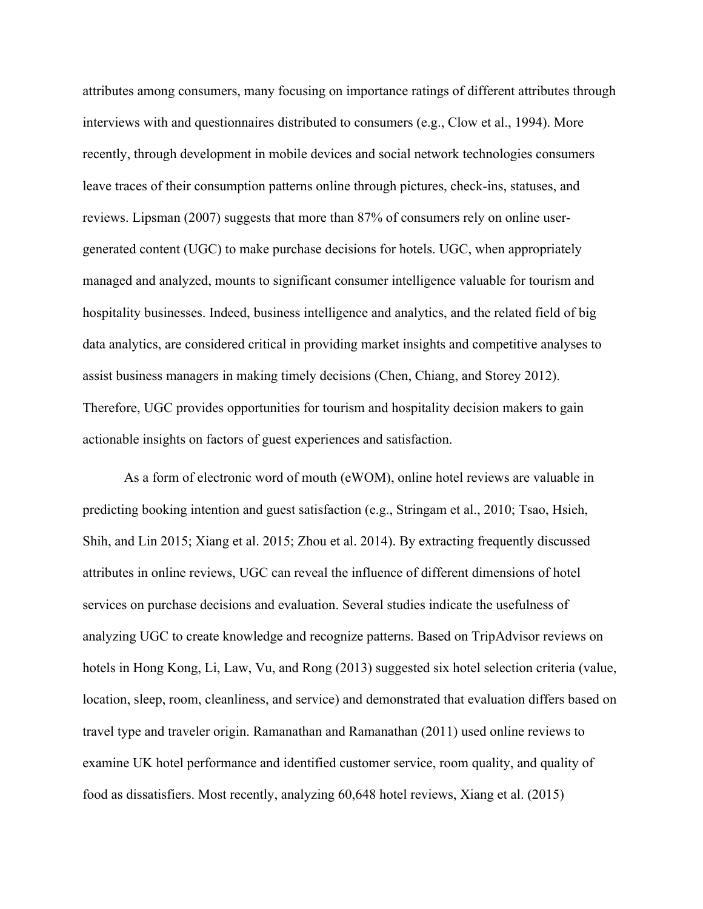attributes among consumers, many focusing on importance ratings of different attributes through interviews with and questionnaires distributed to consumers (e.g., Clow et al., 1994). More recently, through development in mobile devices and social network technologies consumers leave traces of their consumption patterns online through pictures, check-ins, statuses, and reviews. Lipsman (2007) suggests that more than 87% of consumers rely on online user-generated content (UGC) to make purchase decisions for hotels. UGC, when appropriately managed and analyzed, mounts to significant consumer intelligence valuable for tourism and hospitality businesses. Indeed, business intelligence and analytics, and the related field of big data analytics, are considered critical in providing market insights and competitive analyses to assist business managers in making timely decisions (Chen, Chiang, and Storey 2012). Therefore, UGC provides opportunities for tourism and hospitality decision makers to gain actionable insights on factors of guest experiences and satisfaction.

As a form of electronic word of mouth (eWOM), online hotel reviews are valuable in predicting booking intention and guest satisfaction (e.g., Stringam et al., 2010; Tsao, Hsieh, Shih, and Lin 2015; Xiang et al. 2015; Zhou et al. 2014). By extracting frequently discussed attributes in online reviews, UGC can reveal the influence of different dimensions of hotel services on purchase decisions and evaluation. Several studies indicate the usefulness of analyzing UGC to create knowledge and recognize patterns. Based on TripAdvisor reviews on hotels in Hong Kong, Li, Law, Vu, and Rong (2013) suggested six hotel selection criteria (value, location, sleep, room, cleanliness, and service) and demonstrated that evaluation differs based on travel type and traveler origin. Ramanathan and Ramanathan (2011) used online reviews to examine UK hotel performance and identified customer service, room quality, and quality of food as dissatisfiers. Most recently, analyzing 60,648 hotel reviews, Xiang et al. (2015)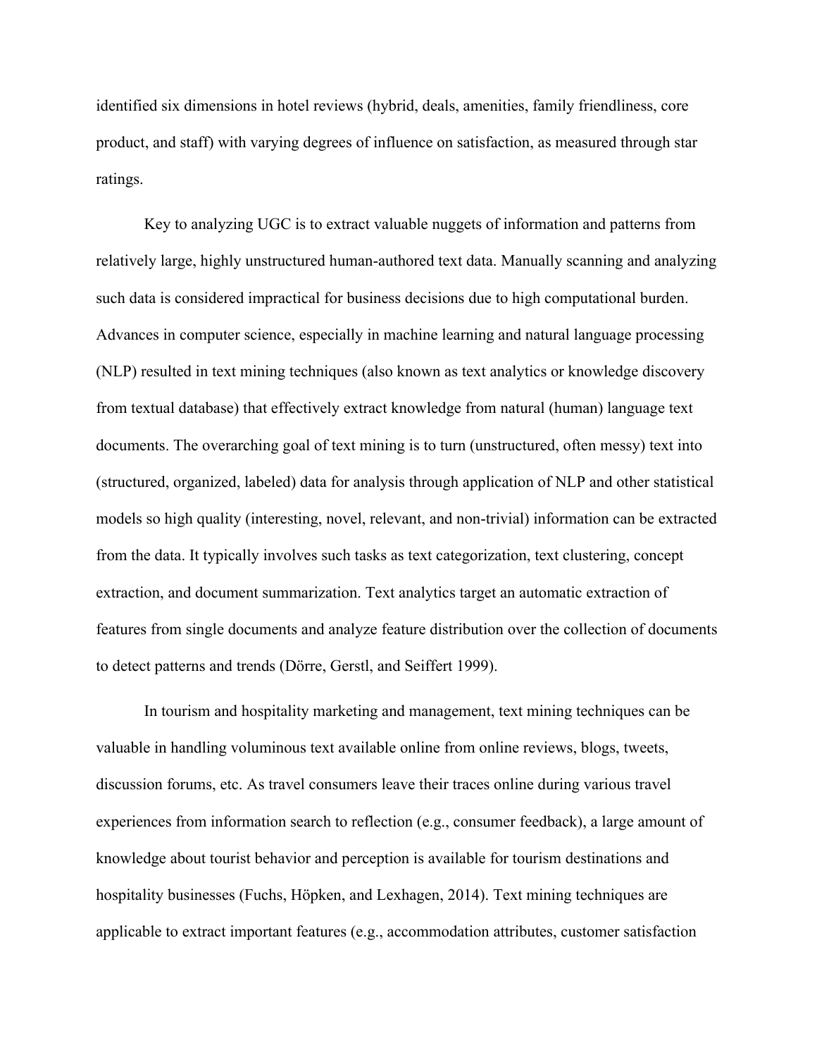identified six dimensions in hotel reviews (hybrid, deals, amenities, family friendliness, core product, and staff) with varying degrees of influence on satisfaction, as measured through star ratings.

Key to analyzing UGC is to extract valuable nuggets of information and patterns from relatively large, highly unstructured human-authored text data. Manually scanning and analyzing such data is considered impractical for business decisions due to high computational burden. Advances in computer science, especially in machine learning and natural language processing (NLP) resulted in text mining techniques (also known as text analytics or knowledge discovery from textual database) that effectively extract knowledge from natural (human) language text documents. The overarching goal of text mining is to turn (unstructured, often messy) text into (structured, organized, labeled) data for analysis through application of NLP and other statistical models so high quality (interesting, novel, relevant, and non-trivial) information can be extracted from the data. It typically involves such tasks as text categorization, text clustering, concept extraction, and document summarization. Text analytics target an automatic extraction of features from single documents and analyze feature distribution over the collection of documents to detect patterns and trends (Dörre, Gerstl, and Seiffert 1999).

In tourism and hospitality marketing and management, text mining techniques can be valuable in handling voluminous text available online from online reviews, blogs, tweets, discussion forums, etc. As travel consumers leave their traces online during various travel experiences from information search to reflection (e.g., consumer feedback), a large amount of knowledge about tourist behavior and perception is available for tourism destinations and hospitality businesses (Fuchs, Höpken, and Lexhagen, 2014). Text mining techniques are applicable to extract important features (e.g., accommodation attributes, customer satisfaction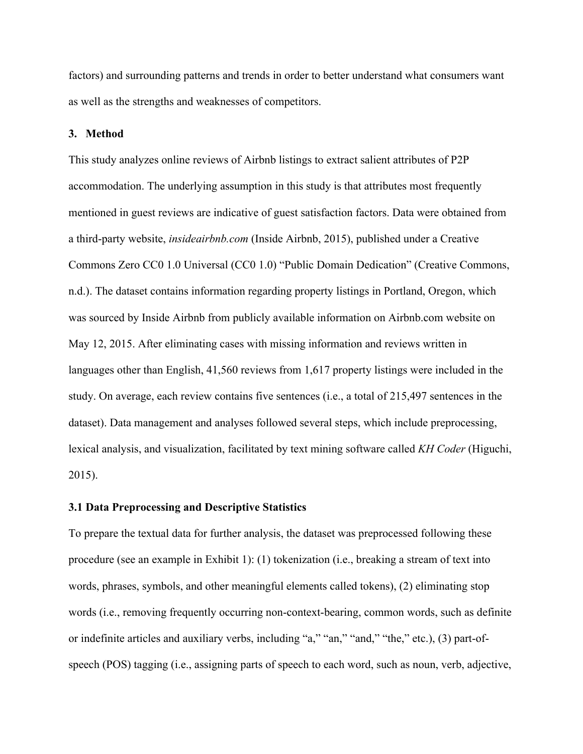factors) and surrounding patterns and trends in order to better understand what consumers want as well as the strengths and weaknesses of competitors.

## 3. Method

This study analyzes online reviews of Airbnb listings to extract salient attributes of P2P accommodation. The underlying assumption in this study is that attributes most frequently mentioned in guest reviews are indicative of guest satisfaction factors. Data were obtained from a third-party website, *insideairbnb.com* (Inside Airbnb, 2015), published under a Creative Commons Zero CC0 1.0 Universal (CC0 1.0) "Public Domain Dedication" (Creative Commons, n.d.). The dataset contains information regarding property listings in Portland, Oregon, which was sourced by Inside Airbnb from publicly available information on Airbnb.com website on May 12, 2015. After eliminating cases with missing information and reviews written in languages other than English, 41,560 reviews from 1,617 property listings were included in the study. On average, each review contains five sentences (i.e., a total of 215,497 sentences in the dataset). Data management and analyses followed several steps, which include preprocessing, lexical analysis, and visualization, facilitated by text mining software called *KH Coder* (Higuchi, 2015).

### 3.1 Data Preprocessing and Descriptive Statistics

To prepare the textual data for further analysis, the dataset was preprocessed following these procedure (see an example in Exhibit 1): (1) tokenization (i.e., breaking a stream of text into words, phrases, symbols, and other meaningful elements called tokens), (2) eliminating stop words (i.e., removing frequently occurring non-context-bearing, common words, such as definite or indefinite articles and auxiliary verbs, including "a," "an," "and," "the," etc.), (3) part-of-speech (POS) tagging (i.e., assigning parts of speech to each word, such as noun, verb, adjective,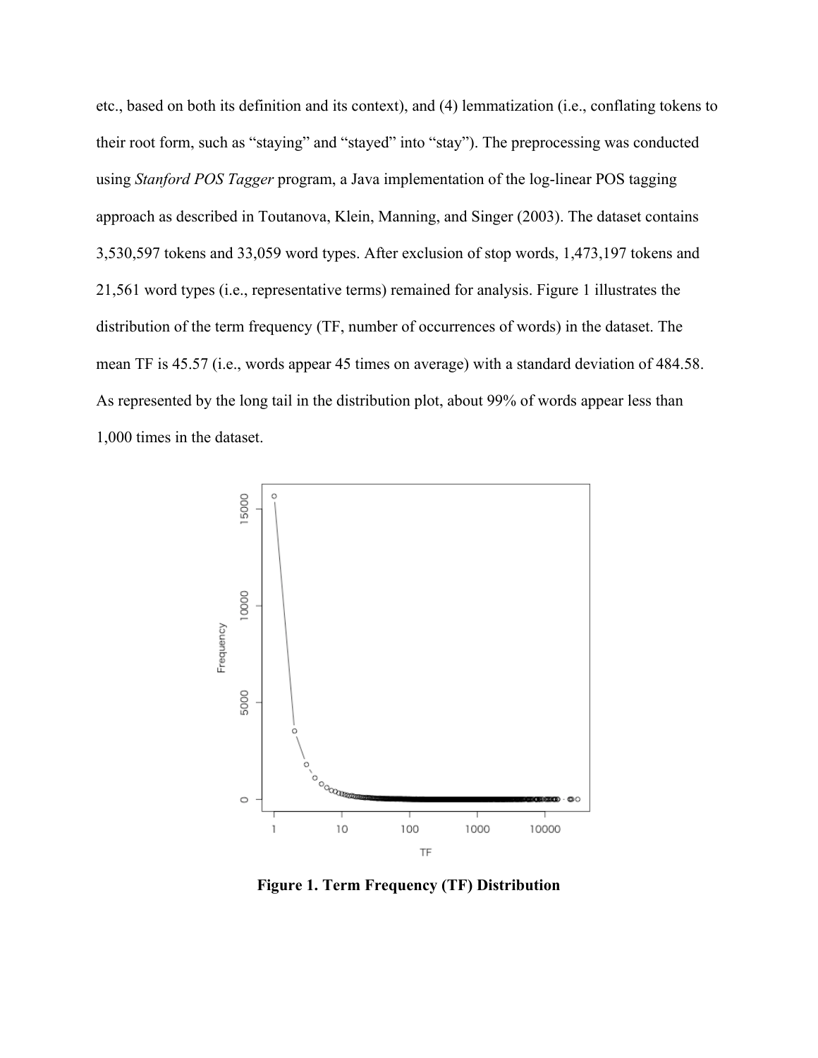etc., based on both its definition and its context), and (4) lemmatization (i.e., conflating tokens to their root form, such as "staying" and "stayed" into "stay"). The preprocessing was conducted using *Stanford POS Tagger* program, a Java implementation of the log-linear POS tagging approach as described in Toutanova, Klein, Manning, and Singer (2003). The dataset contains 3,530,597 tokens and 33,059 word types. After exclusion of stop words, 1,473,197 tokens and 21,561 word types (i.e., representative terms) remained for analysis. Figure 1 illustrates the distribution of the term frequency (TF, number of occurrences of words) in the dataset. The mean TF is 45.57 (i.e., words appear 45 times on average) with a standard deviation of 484.58. As represented by the long tail in the distribution plot, about 99% of words appear less than 1,000 times in the dataset.

**Figure 1. Term Frequency (TF) Distribution**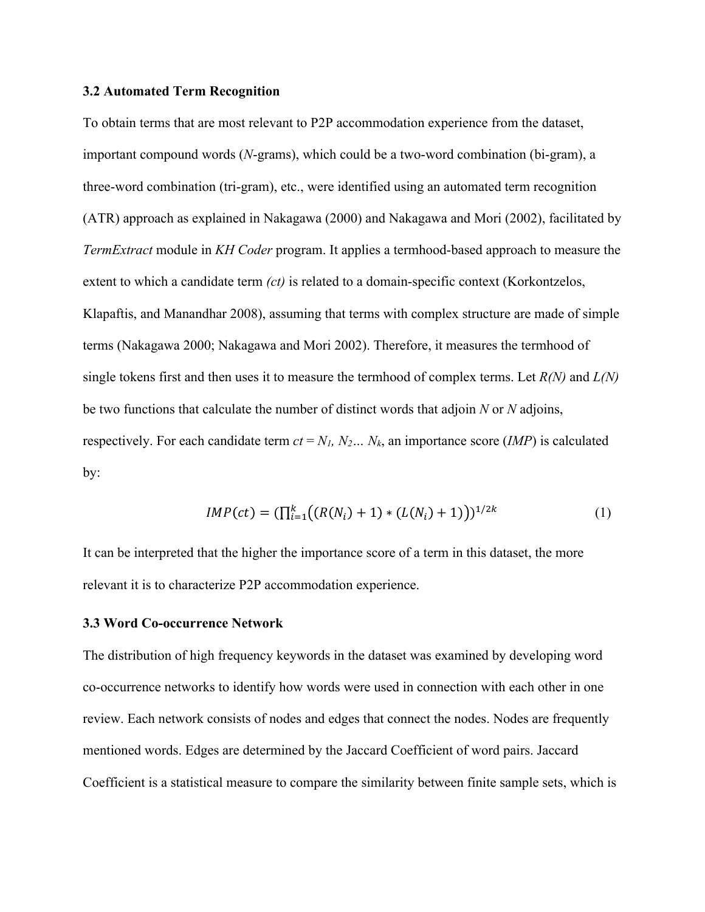### 3.2 Automated Term Recognition

To obtain terms that are most relevant to P2P accommodation experience from the dataset, important compound words (*N*-grams), which could be a two-word combination (bi-gram), a three-word combination (tri-gram), etc., were identified using an automated term recognition (ATR) approach as explained in Nakagawa (2000) and Nakagawa and Mori (2002), facilitated by *TermExtract* module in *KH Coder* program. It applies a termhood-based approach to measure the extent to which a candidate term *(ct)* is related to a domain-specific context (Korkontzelos, Klapaftis, and Manandhar 2008), assuming that terms with complex structure are made of simple terms (Nakagawa 2000; Nakagawa and Mori 2002). Therefore, it measures the termhood of single tokens first and then uses it to measure the termhood of complex terms. Let $R(N)$ and $L(N)$ be two functions that calculate the number of distinct words that adjoin $N$ or $N$ adjoins, respectively. For each candidate term $ct = N_1, N_2 \ldots N_k$, an importance score (*IMP*) is calculated by:

$$IMP(ct) = \left(\prod_{i=1}^{k} \left((R(N_i) + 1) * (L(N_i) + 1)\right)\right)^{1/2k} \tag{1}$$

It can be interpreted that the higher the importance score of a term in this dataset, the more relevant it is to characterize P2P accommodation experience.

### 3.3 Word Co-occurrence Network

The distribution of high frequency keywords in the dataset was examined by developing word co-occurrence networks to identify how words were used in connection with each other in one review. Each network consists of nodes and edges that connect the nodes. Nodes are frequently mentioned words. Edges are determined by the Jaccard Coefficient of word pairs. Jaccard Coefficient is a statistical measure to compare the similarity between finite sample sets, which is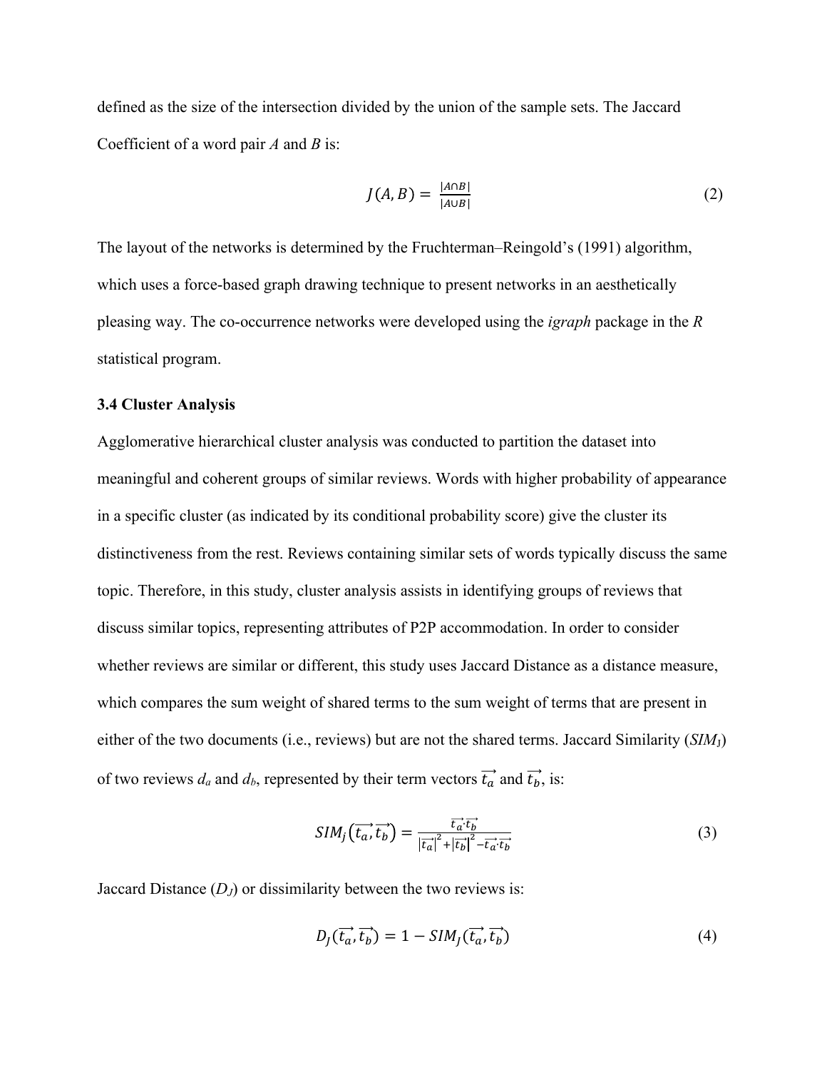defined as the size of the intersection divided by the union of the sample sets. The Jaccard Coefficient of a word pair *A* and *B* is:

$$J(A, B) = \frac{|A \cap B|}{|A \cup B|} \tag{2}$$

The layout of the networks is determined by the Fruchterman–Reingold's (1991) algorithm, which uses a force-based graph drawing technique to present networks in an aesthetically pleasing way. The co-occurrence networks were developed using the *igraph* package in the *R* statistical program.

### 3.4 Cluster Analysis

Agglomerative hierarchical cluster analysis was conducted to partition the dataset into meaningful and coherent groups of similar reviews. Words with higher probability of appearance in a specific cluster (as indicated by its conditional probability score) give the cluster its distinctiveness from the rest. Reviews containing similar sets of words typically discuss the same topic. Therefore, in this study, cluster analysis assists in identifying groups of reviews that discuss similar topics, representing attributes of P2P accommodation. In order to consider whether reviews are similar or different, this study uses Jaccard Distance as a distance measure, which compares the sum weight of shared terms to the sum weight of terms that are present in either of the two documents (i.e., reviews) but are not the shared terms. Jaccard Similarity ($SIM_J$) of two reviews $d_a$ and $d_b$, represented by their term vectors $\vec{t_a}$ and $\vec{t_b}$, is:

$$SIM_J\left(\vec{t_a}, \vec{t_b}\right) = \frac{\vec{t_a} \cdot \vec{t_b}}{\left|\vec{t_a}\right|^2 + \left|\vec{t_b}\right|^2 - \vec{t_a} \cdot \vec{t_b}} \tag{3}$$

Jaccard Distance ($D_J$) or dissimilarity between the two reviews is:

$$D_J(\vec{t_a}, \vec{t_b}) = 1 - SIM_J(\vec{t_a}, \vec{t_b}) \tag{4}$$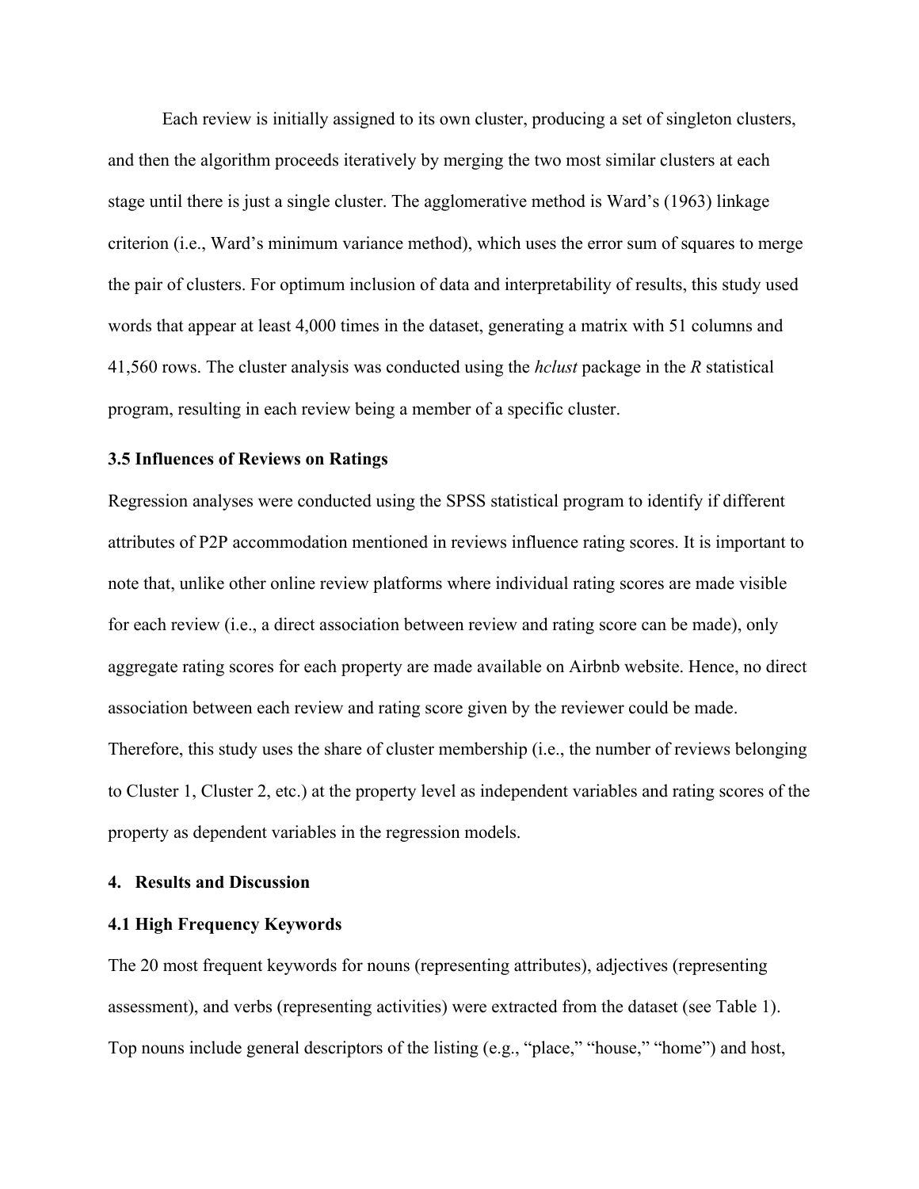Each review is initially assigned to its own cluster, producing a set of singleton clusters, and then the algorithm proceeds iteratively by merging the two most similar clusters at each stage until there is just a single cluster. The agglomerative method is Ward's (1963) linkage criterion (i.e., Ward's minimum variance method), which uses the error sum of squares to merge the pair of clusters. For optimum inclusion of data and interpretability of results, this study used words that appear at least 4,000 times in the dataset, generating a matrix with 51 columns and 41,560 rows. The cluster analysis was conducted using the *hclust* package in the *R* statistical program, resulting in each review being a member of a specific cluster.

### 3.5 Influences of Reviews on Ratings

Regression analyses were conducted using the SPSS statistical program to identify if different attributes of P2P accommodation mentioned in reviews influence rating scores. It is important to note that, unlike other online review platforms where individual rating scores are made visible for each review (i.e., a direct association between review and rating score can be made), only aggregate rating scores for each property are made available on Airbnb website. Hence, no direct association between each review and rating score given by the reviewer could be made. Therefore, this study uses the share of cluster membership (i.e., the number of reviews belonging to Cluster 1, Cluster 2, etc.) at the property level as independent variables and rating scores of the property as dependent variables in the regression models.

## 4. Results and Discussion

### 4.1 High Frequency Keywords

The 20 most frequent keywords for nouns (representing attributes), adjectives (representing assessment), and verbs (representing activities) were extracted from the dataset (see Table 1). Top nouns include general descriptors of the listing (e.g., "place," "house," "home") and host,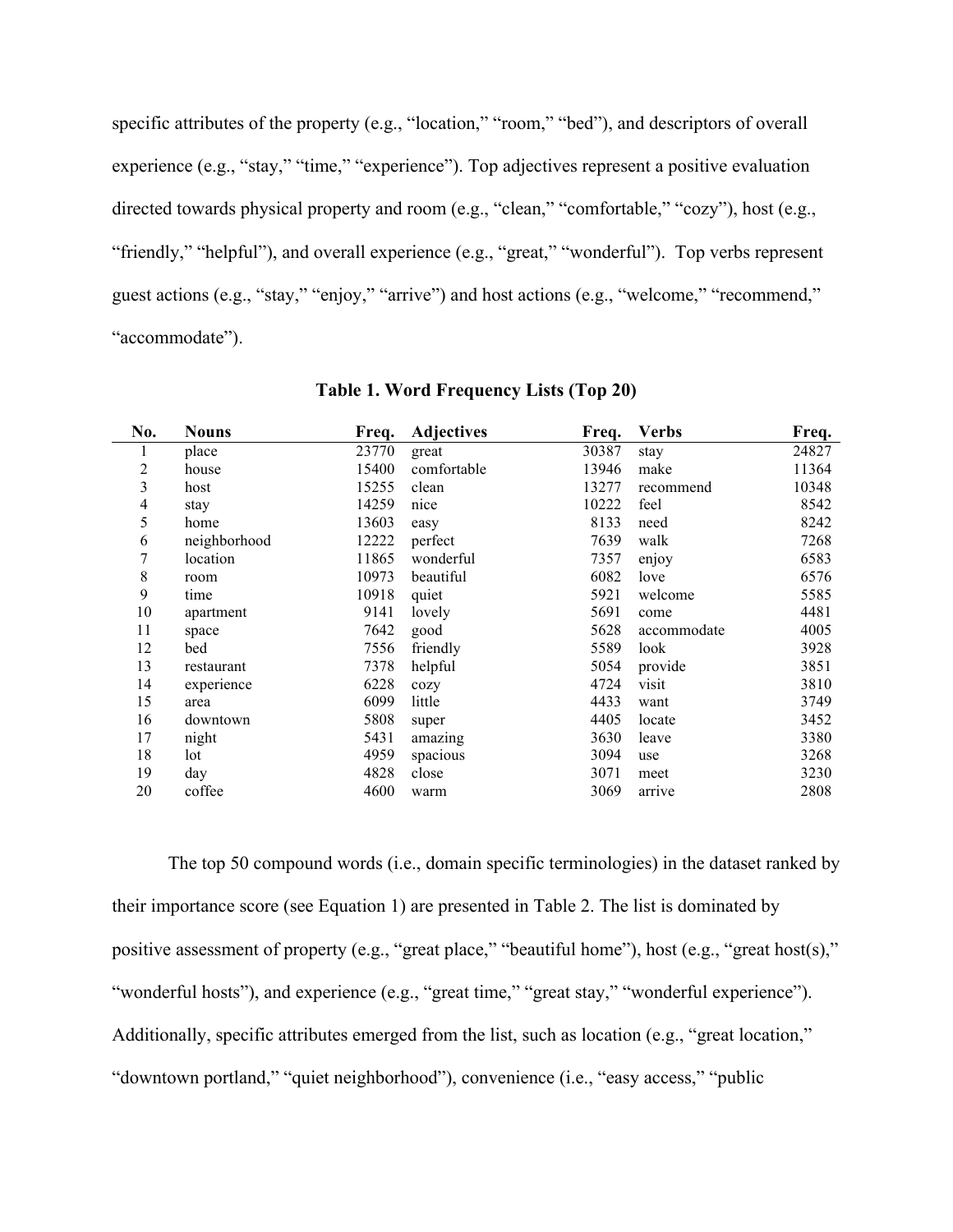specific attributes of the property (e.g., “location,” “room,” “bed”), and descriptors of overall experience (e.g., “stay,” “time,” “experience”). Top adjectives represent a positive evaluation directed towards physical property and room (e.g., “clean,” “comfortable,” “cozy”), host (e.g., “friendly,” “helpful”), and overall experience (e.g., “great,” “wonderful”). Top verbs represent guest actions (e.g., “stay,” “enjoy,” “arrive”) and host actions (e.g., “welcome,” “recommend,” “accommodate”).

**Table 1. Word Frequency Lists (Top 20)**

| No. | Nouns | Freq. | Adjectives | Freq. | Verbs | Freq. |
|---|---|---|---|---|---|---|
| 1 | place | 23770 | great | 30387 | stay | 24827 |
| 2 | house | 15400 | comfortable | 13946 | make | 11364 |
| 3 | host | 15255 | clean | 13277 | recommend | 10348 |
| 4 | stay | 14259 | nice | 10222 | feel | 8542 |
| 5 | home | 13603 | easy | 8133 | need | 8242 |
| 6 | neighborhood | 12222 | perfect | 7639 | walk | 7268 |
| 7 | location | 11865 | wonderful | 7357 | enjoy | 6583 |
| 8 | room | 10973 | beautiful | 6082 | love | 6576 |
| 9 | time | 10918 | quiet | 5921 | welcome | 5585 |
| 10 | apartment | 9141 | lovely | 5691 | come | 4481 |
| 11 | space | 7642 | good | 5628 | accommodate | 4005 |
| 12 | bed | 7556 | friendly | 5589 | look | 3928 |
| 13 | restaurant | 7378 | helpful | 5054 | provide | 3851 |
| 14 | experience | 6228 | cozy | 4724 | visit | 3810 |
| 15 | area | 6099 | little | 4433 | want | 3749 |
| 16 | downtown | 5808 | super | 4405 | locate | 3452 |
| 17 | night | 5431 | amazing | 3630 | leave | 3380 |
| 18 | lot | 4959 | spacious | 3094 | use | 3268 |
| 19 | day | 4828 | close | 3071 | meet | 3230 |
| 20 | coffee | 4600 | warm | 3069 | arrive | 2808 |

The top 50 compound words (i.e., domain specific terminologies) in the dataset ranked by their importance score (see Equation 1) are presented in Table 2. The list is dominated by positive assessment of property (e.g., “great place,” “beautiful home”), host (e.g., “great host(s),” “wonderful hosts”), and experience (e.g., “great time,” “great stay,” “wonderful experience”). Additionally, specific attributes emerged from the list, such as location (e.g., “great location,” “downtown portland,” “quiet neighborhood”), convenience (i.e., “easy access,” “public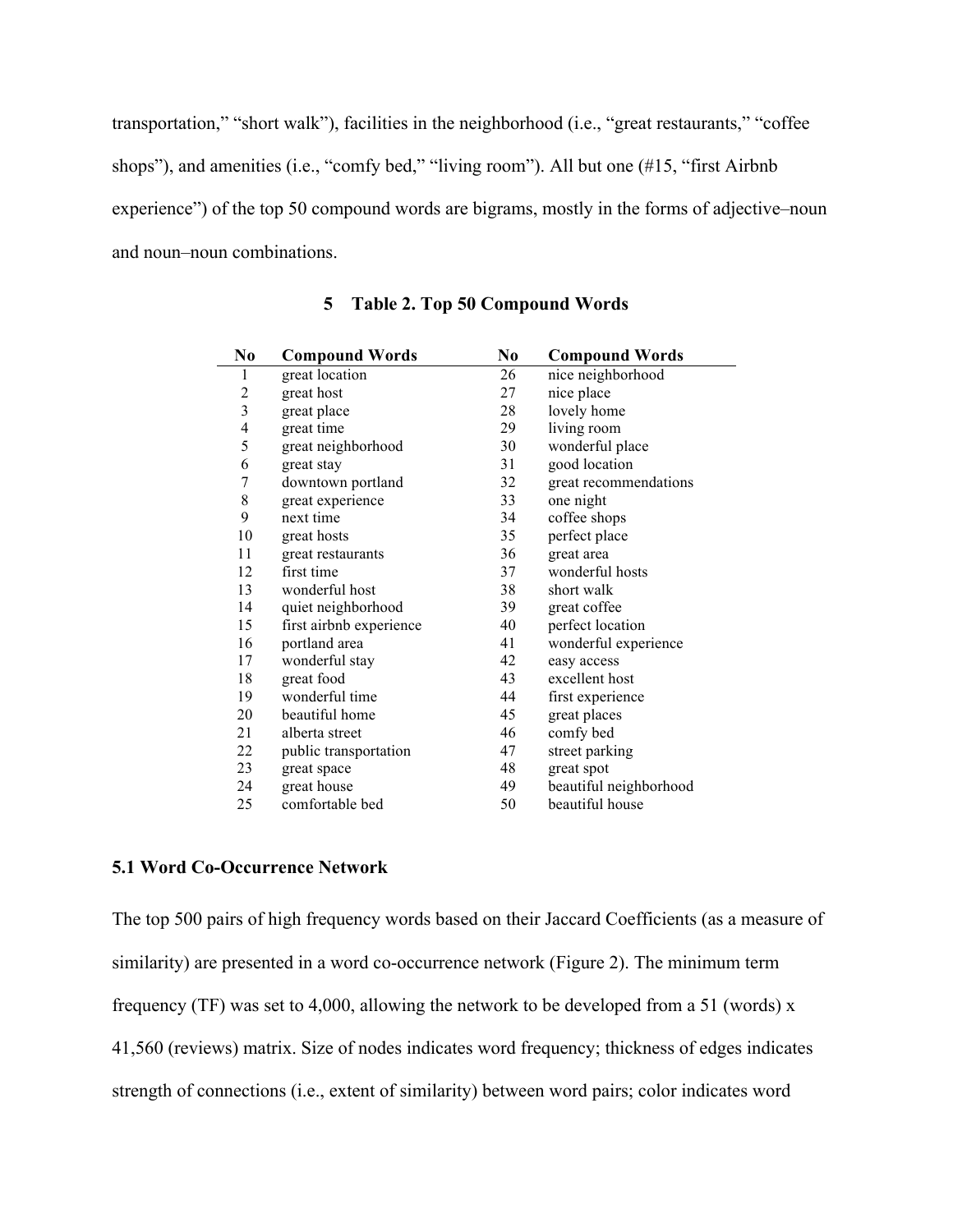transportation," "short walk"), facilities in the neighborhood (i.e., "great restaurants," "coffee shops"), and amenities (i.e., "comfy bed," "living room"). All but one (#15, "first Airbnb experience") of the top 50 compound words are bigrams, mostly in the forms of adjective–noun and noun–noun combinations.

**5 Table 2. Top 50 Compound Words**

| No | Compound Words | No | Compound Words |
|---|---|---|---|
| 1 | great location | 26 | nice neighborhood |
| 2 | great host | 27 | nice place |
| 3 | great place | 28 | lovely home |
| 4 | great time | 29 | living room |
| 5 | great neighborhood | 30 | wonderful place |
| 6 | great stay | 31 | good location |
| 7 | downtown portland | 32 | great recommendations |
| 8 | great experience | 33 | one night |
| 9 | next time | 34 | coffee shops |
| 10 | great hosts | 35 | perfect place |
| 11 | great restaurants | 36 | great area |
| 12 | first time | 37 | wonderful hosts |
| 13 | wonderful host | 38 | short walk |
| 14 | quiet neighborhood | 39 | great coffee |
| 15 | first airbnb experience | 40 | perfect location |
| 16 | portland area | 41 | wonderful experience |
| 17 | wonderful stay | 42 | easy access |
| 18 | great food | 43 | excellent host |
| 19 | wonderful time | 44 | first experience |
| 20 | beautiful home | 45 | great places |
| 21 | alberta street | 46 | comfy bed |
| 22 | public transportation | 47 | street parking |
| 23 | great space | 48 | great spot |
| 24 | great house | 49 | beautiful neighborhood |
| 25 | comfortable bed | 50 | beautiful house |

### 5.1 Word Co-Occurrence Network

The top 500 pairs of high frequency words based on their Jaccard Coefficients (as a measure of similarity) are presented in a word co-occurrence network (Figure 2). The minimum term frequency (TF) was set to 4,000, allowing the network to be developed from a 51 (words) x 41,560 (reviews) matrix. Size of nodes indicates word frequency; thickness of edges indicates strength of connections (i.e., extent of similarity) between word pairs; color indicates word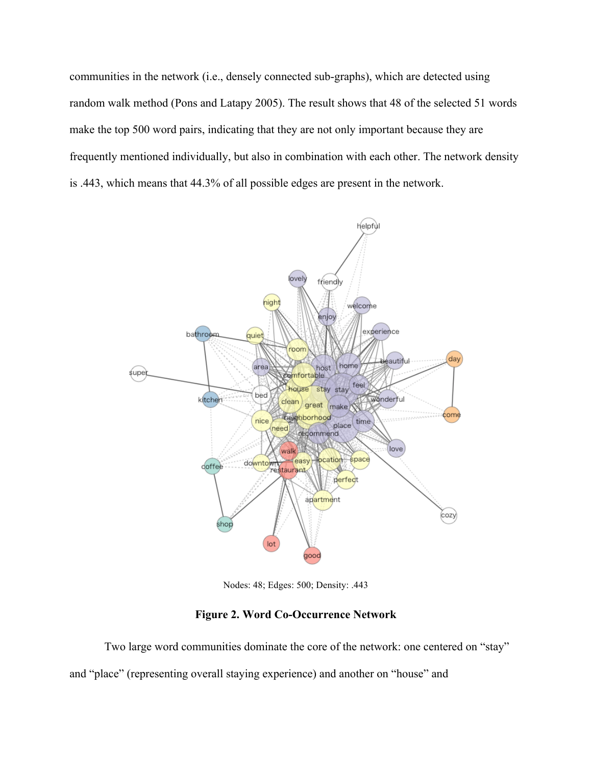communities in the network (i.e., densely connected sub-graphs), which are detected using random walk method (Pons and Latapy 2005). The result shows that 48 of the selected 51 words make the top 500 word pairs, indicating that they are not only important because they are frequently mentioned individually, but also in combination with each other. The network density is .443, which means that 44.3% of all possible edges are present in the network.

Nodes: 48; Edges: 500; Density: .443

**Figure 2. Word Co-Occurrence Network**

Two large word communities dominate the core of the network: one centered on "stay" and "place" (representing overall staying experience) and another on "house" and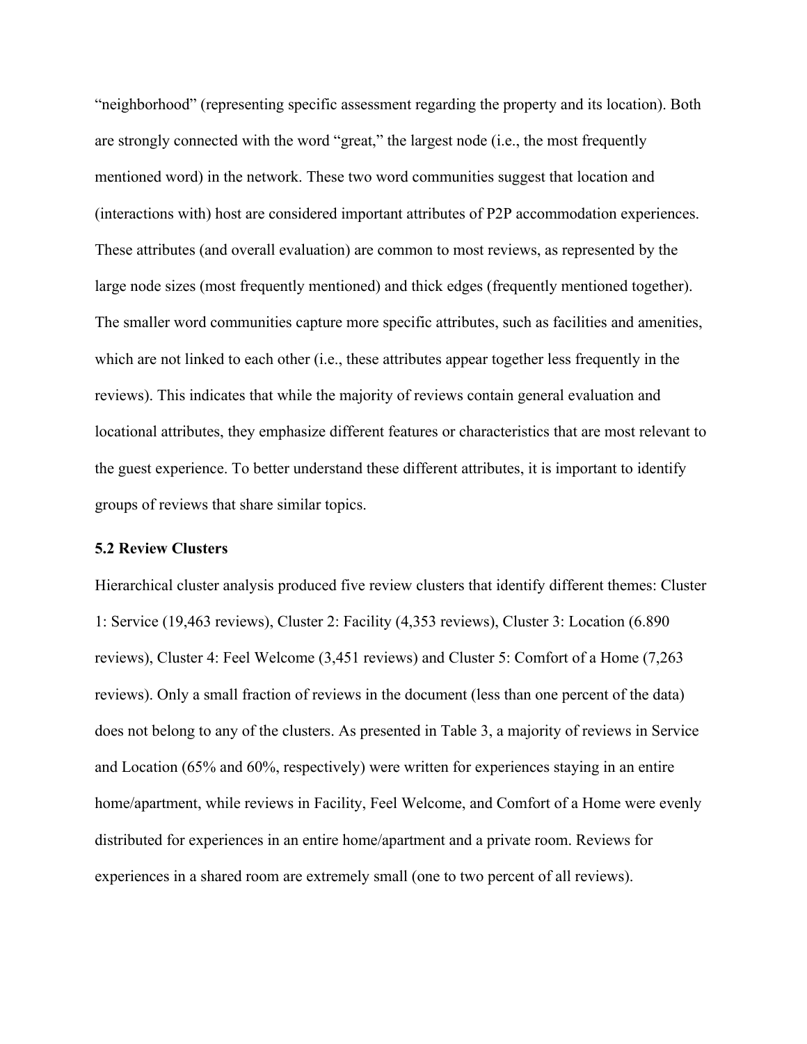"neighborhood" (representing specific assessment regarding the property and its location). Both are strongly connected with the word "great," the largest node (i.e., the most frequently mentioned word) in the network. These two word communities suggest that location and (interactions with) host are considered important attributes of P2P accommodation experiences. These attributes (and overall evaluation) are common to most reviews, as represented by the large node sizes (most frequently mentioned) and thick edges (frequently mentioned together). The smaller word communities capture more specific attributes, such as facilities and amenities, which are not linked to each other (i.e., these attributes appear together less frequently in the reviews). This indicates that while the majority of reviews contain general evaluation and locational attributes, they emphasize different features or characteristics that are most relevant to the guest experience. To better understand these different attributes, it is important to identify groups of reviews that share similar topics.

### 5.2 Review Clusters

Hierarchical cluster analysis produced five review clusters that identify different themes: Cluster 1: Service (19,463 reviews), Cluster 2: Facility (4,353 reviews), Cluster 3: Location (6.890 reviews), Cluster 4: Feel Welcome (3,451 reviews) and Cluster 5: Comfort of a Home (7,263 reviews). Only a small fraction of reviews in the document (less than one percent of the data) does not belong to any of the clusters. As presented in Table 3, a majority of reviews in Service and Location (65% and 60%, respectively) were written for experiences staying in an entire home/apartment, while reviews in Facility, Feel Welcome, and Comfort of a Home were evenly distributed for experiences in an entire home/apartment and a private room. Reviews for experiences in a shared room are extremely small (one to two percent of all reviews).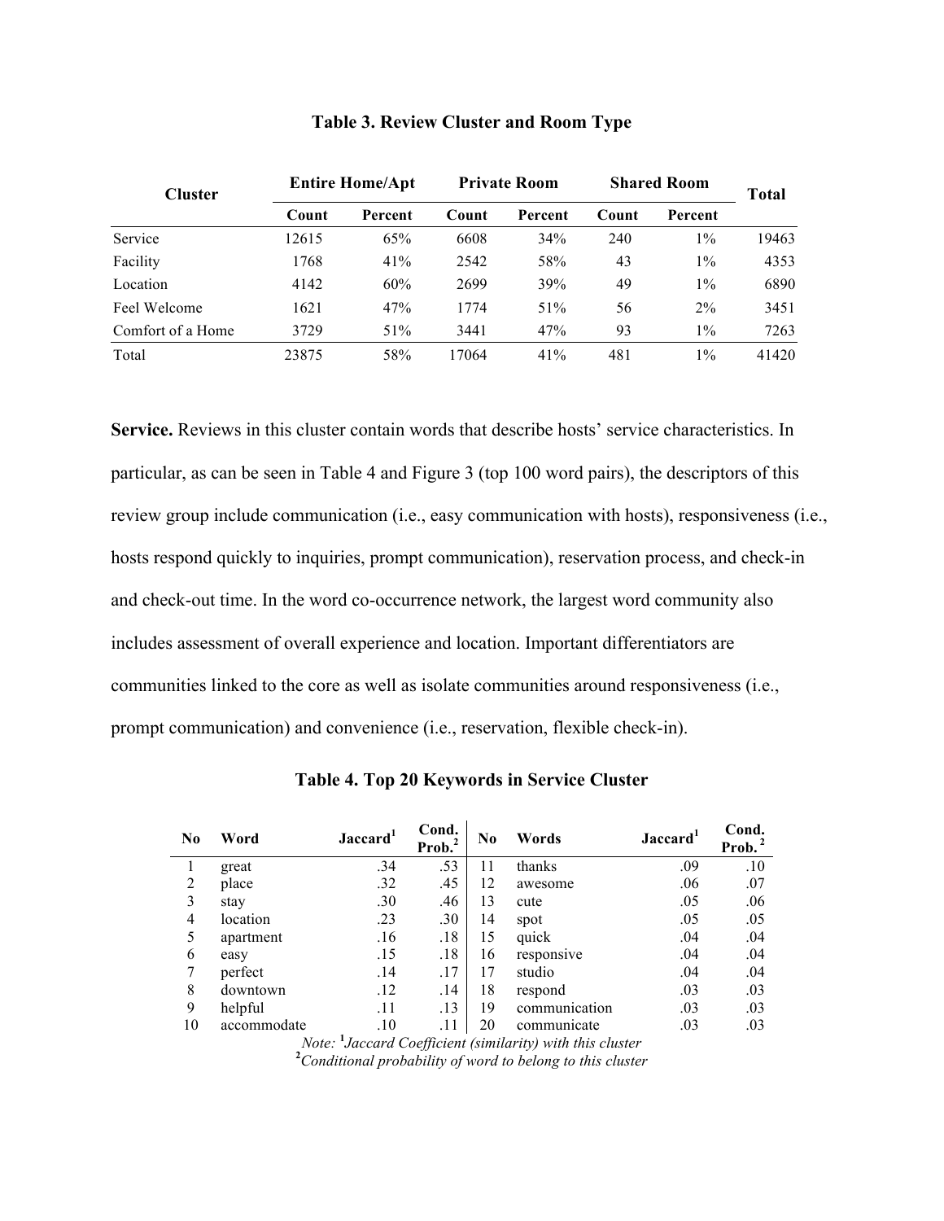**Table 3. Review Cluster and Room Type**

| Cluster | Entire Home/Apt | | Private Room | | Shared Room | | Total |
|---|---|---|---|---|---|---|---|
| | Count | Percent | Count | Percent | Count | Percent | |
| Service | 12615 | 65% | 6608 | 34% | 240 | 1% | 19463 |
| Facility | 1768 | 41% | 2542 | 58% | 43 | 1% | 4353 |
| Location | 4142 | 60% | 2699 | 39% | 49 | 1% | 6890 |
| Feel Welcome | 1621 | 47% | 1774 | 51% | 56 | 2% | 3451 |
| Comfort of a Home | 3729 | 51% | 3441 | 47% | 93 | 1% | 7263 |
| Total | 23875 | 58% | 17064 | 41% | 481 | 1% | 41420 |

**Service.** Reviews in this cluster contain words that describe hosts' service characteristics. In particular, as can be seen in Table 4 and Figure 3 (top 100 word pairs), the descriptors of this review group include communication (i.e., easy communication with hosts), responsiveness (i.e., hosts respond quickly to inquiries, prompt communication), reservation process, and check-in and check-out time. In the word co-occurrence network, the largest word community also includes assessment of overall experience and location. Important differentiators are communities linked to the core as well as isolate communities around responsiveness (i.e., prompt communication) and convenience (i.e., reservation, flexible check-in).

**Table 4. Top 20 Keywords in Service Cluster**

| No | Word | Jaccard[1] | Cond. Prob.[2] | No | Words | Jaccard[1] | Cond. Prob.[2] |
|---|---|---|---|---|---|---|---|
| 1 | great | .34 | .53 | 11 | thanks | .09 | .10 |
| 2 | place | .32 | .45 | 12 | awesome | .06 | .07 |
| 3 | stay | .30 | .46 | 13 | cute | .05 | .06 |
| 4 | location | .23 | .30 | 14 | spot | .05 | .05 |
| 5 | apartment | .16 | .18 | 15 | quick | .04 | .04 |
| 6 | easy | .15 | .18 | 16 | responsive | .04 | .04 |
| 7 | perfect | .14 | .17 | 17 | studio | .04 | .04 |
| 8 | downtown | .12 | .14 | 18 | respond | .03 | .03 |
| 9 | helpful | .11 | .13 | 19 | communication | .03 | .03 |
| 10 | accommodate | .10 | .11 | 20 | communicate | .03 | .03 |

*Note:* [1]*Jaccard Coefficient (similarity) with this cluster*
[2]*Conditional probability of word to belong to this cluster*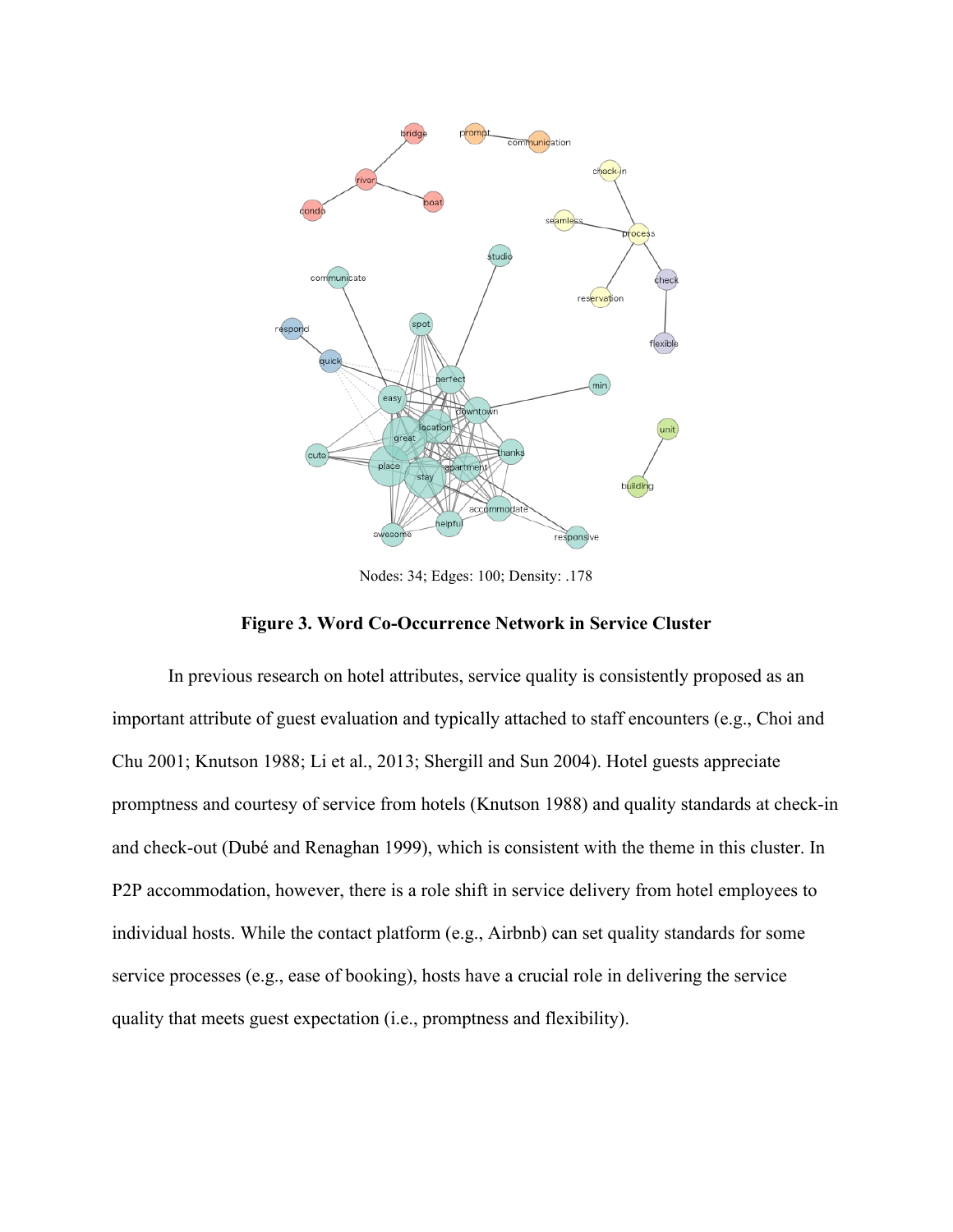Nodes: 34; Edges: 100; Density: .178

**Figure 3. Word Co-Occurrence Network in Service Cluster**

In previous research on hotel attributes, service quality is consistently proposed as an important attribute of guest evaluation and typically attached to staff encounters (e.g., Choi and Chu 2001; Knutson 1988; Li et al., 2013; Shergill and Sun 2004). Hotel guests appreciate promptness and courtesy of service from hotels (Knutson 1988) and quality standards at check-in and check-out (Dubé and Renaghan 1999), which is consistent with the theme in this cluster. In P2P accommodation, however, there is a role shift in service delivery from hotel employees to individual hosts. While the contact platform (e.g., Airbnb) can set quality standards for some service processes (e.g., ease of booking), hosts have a crucial role in delivering the service quality that meets guest expectation (i.e., promptness and flexibility).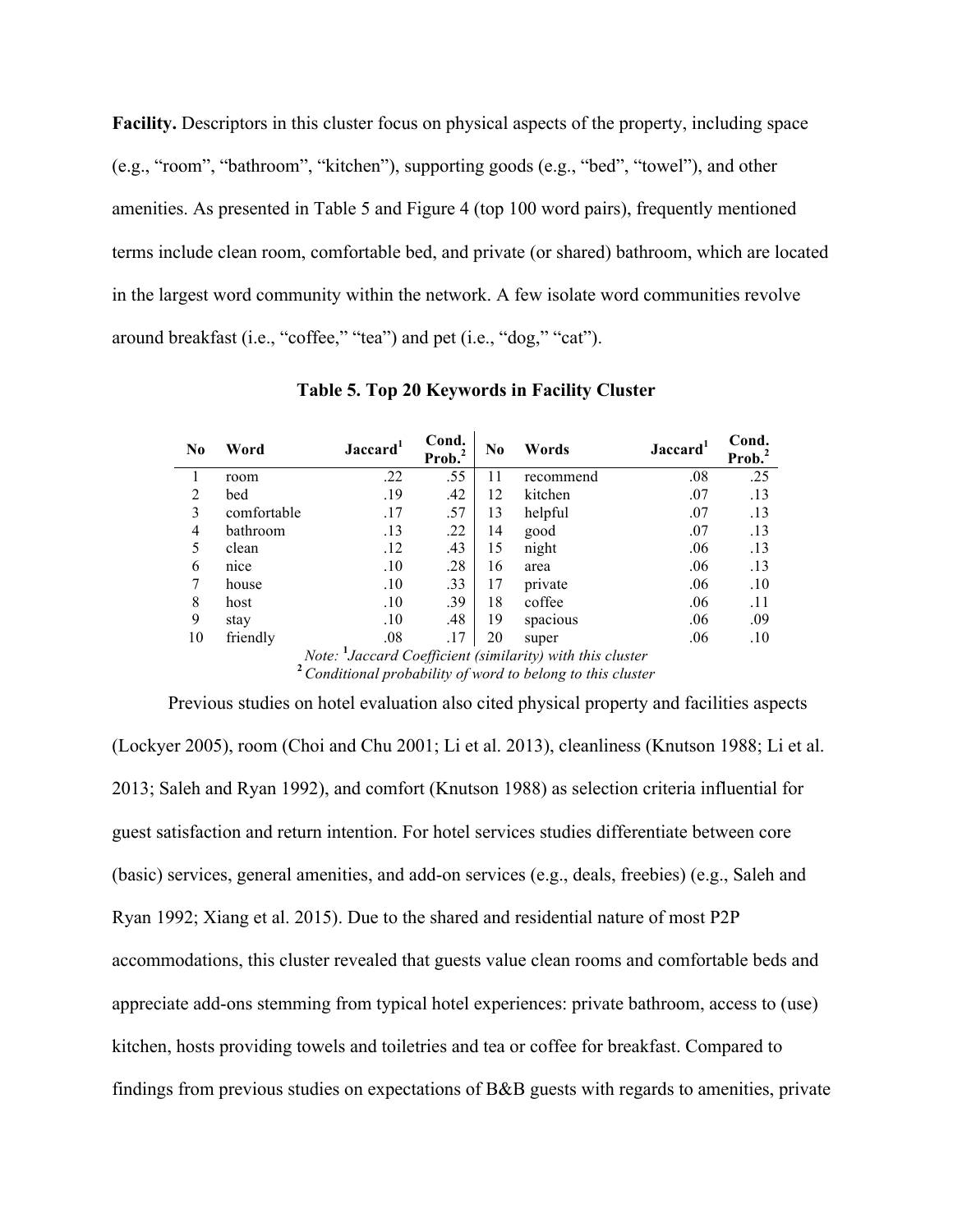**Facility.** Descriptors in this cluster focus on physical aspects of the property, including space (e.g., "room", "bathroom", "kitchen"), supporting goods (e.g., "bed", "towel"), and other amenities. As presented in Table 5 and Figure 4 (top 100 word pairs), frequently mentioned terms include clean room, comfortable bed, and private (or shared) bathroom, which are located in the largest word community within the network. A few isolate word communities revolve around breakfast (i.e., "coffee," "tea") and pet (i.e., "dog," "cat").

**Table 5. Top 20 Keywords in Facility Cluster**

| No | Word | Jaccard[1] | Cond. Prob.[2] | No | Words | Jaccard[1] | Cond. Prob.[2] |
|---|---|---|---|---|---|---|---|
| 1 | room | .22 | .55 | 11 | recommend | .08 | .25 |
| 2 | bed | .19 | .42 | 12 | kitchen | .07 | .13 |
| 3 | comfortable | .17 | .57 | 13 | helpful | .07 | .13 |
| 4 | bathroom | .13 | .22 | 14 | good | .07 | .13 |
| 5 | clean | .12 | .43 | 15 | night | .06 | .13 |
| 6 | nice | .10 | .28 | 16 | area | .06 | .13 |
| 7 | house | .10 | .33 | 17 | private | .06 | .10 |
| 8 | host | .10 | .39 | 18 | coffee | .06 | .11 |
| 9 | stay | .10 | .48 | 19 | spacious | .06 | .09 |
| 10 | friendly | .08 | .17 | 20 | super | .06 | .10 |

*Note:* [1] *Jaccard Coefficient (similarity) with this cluster*
[2] *Conditional probability of word to belong to this cluster*

Previous studies on hotel evaluation also cited physical property and facilities aspects (Lockyer 2005), room (Choi and Chu 2001; Li et al. 2013), cleanliness (Knutson 1988; Li et al. 2013; Saleh and Ryan 1992), and comfort (Knutson 1988) as selection criteria influential for guest satisfaction and return intention. For hotel services studies differentiate between core (basic) services, general amenities, and add-on services (e.g., deals, freebies) (e.g., Saleh and Ryan 1992; Xiang et al. 2015). Due to the shared and residential nature of most P2P accommodations, this cluster revealed that guests value clean rooms and comfortable beds and appreciate add-ons stemming from typical hotel experiences: private bathroom, access to (use) kitchen, hosts providing towels and toiletries and tea or coffee for breakfast. Compared to findings from previous studies on expectations of B&B guests with regards to amenities, private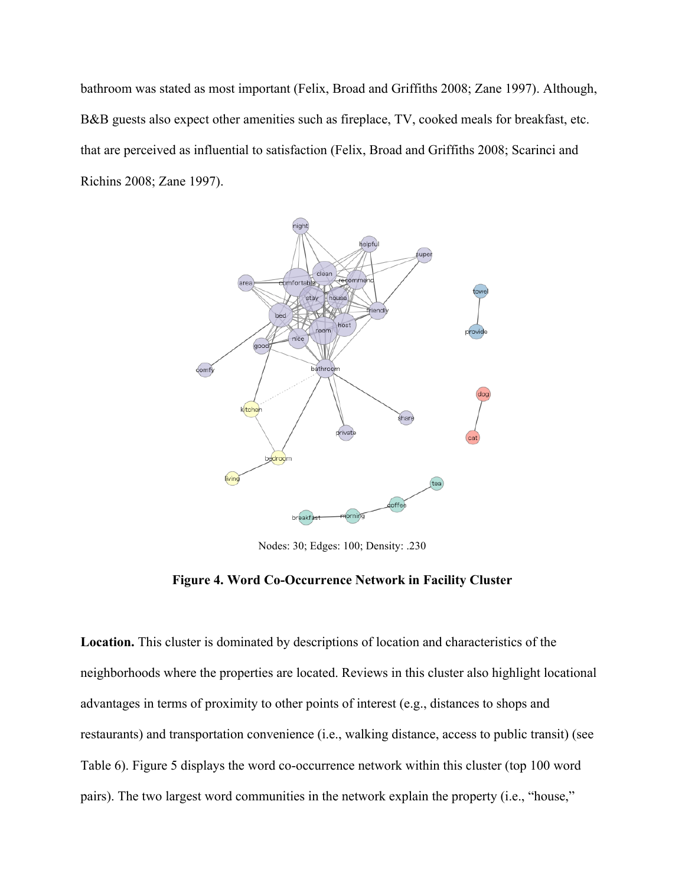bathroom was stated as most important (Felix, Broad and Griffiths 2008; Zane 1997). Although, B&B guests also expect other amenities such as fireplace, TV, cooked meals for breakfast, etc. that are perceived as influential to satisfaction (Felix, Broad and Griffiths 2008; Scarinci and Richins 2008; Zane 1997).

Nodes: 30; Edges: 100; Density: .230

**Figure 4. Word Co-Occurrence Network in Facility Cluster**

**Location.** This cluster is dominated by descriptions of location and characteristics of the neighborhoods where the properties are located. Reviews in this cluster also highlight locational advantages in terms of proximity to other points of interest (e.g., distances to shops and restaurants) and transportation convenience (i.e., walking distance, access to public transit) (see Table 6). Figure 5 displays the word co-occurrence network within this cluster (top 100 word pairs). The two largest word communities in the network explain the property (i.e., "house,"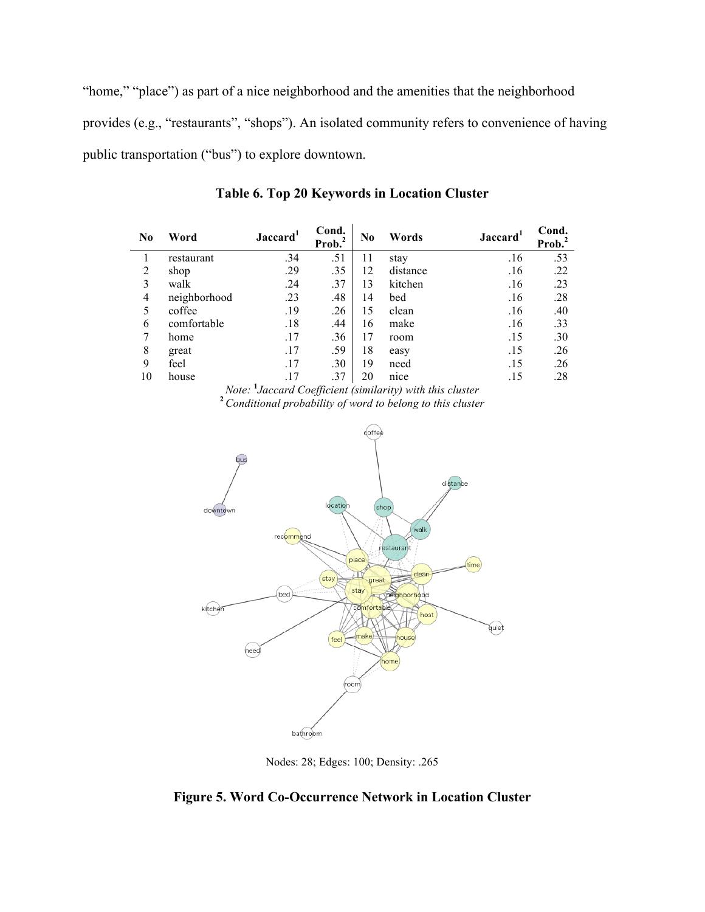"home," "place") as part of a nice neighborhood and the amenities that the neighborhood provides (e.g., "restaurants", "shops"). An isolated community refers to convenience of having public transportation ("bus") to explore downtown.

**Table 6. Top 20 Keywords in Location Cluster**

| No | Word | Jaccard[1] | Cond. Prob.[2] | No | Words | Jaccard[1] | Cond. Prob.[2] |
|---|---|---|---|---|---|---|---|
| 1 | restaurant | .34 | .51 | 11 | stay | .16 | .53 |
| 2 | shop | .29 | .35 | 12 | distance | .16 | .22 |
| 3 | walk | .24 | .37 | 13 | kitchen | .16 | .23 |
| 4 | neighborhood | .23 | .48 | 14 | bed | .16 | .28 |
| 5 | coffee | .19 | .26 | 15 | clean | .16 | .40 |
| 6 | comfortable | .18 | .44 | 16 | make | .16 | .33 |
| 7 | home | .17 | .36 | 17 | room | .15 | .30 |
| 8 | great | .17 | .59 | 18 | easy | .15 | .26 |
| 9 | feel | .17 | .30 | 19 | need | .15 | .26 |
| 10 | house | .17 | .37 | 20 | nice | .15 | .28 |

*Note: [1]Jaccard Coefficient (similarity) with this cluster*
*[2]Conditional probability of word to belong to this cluster*

Nodes: 28; Edges: 100; Density: .265

**Figure 5. Word Co-Occurrence Network in Location Cluster**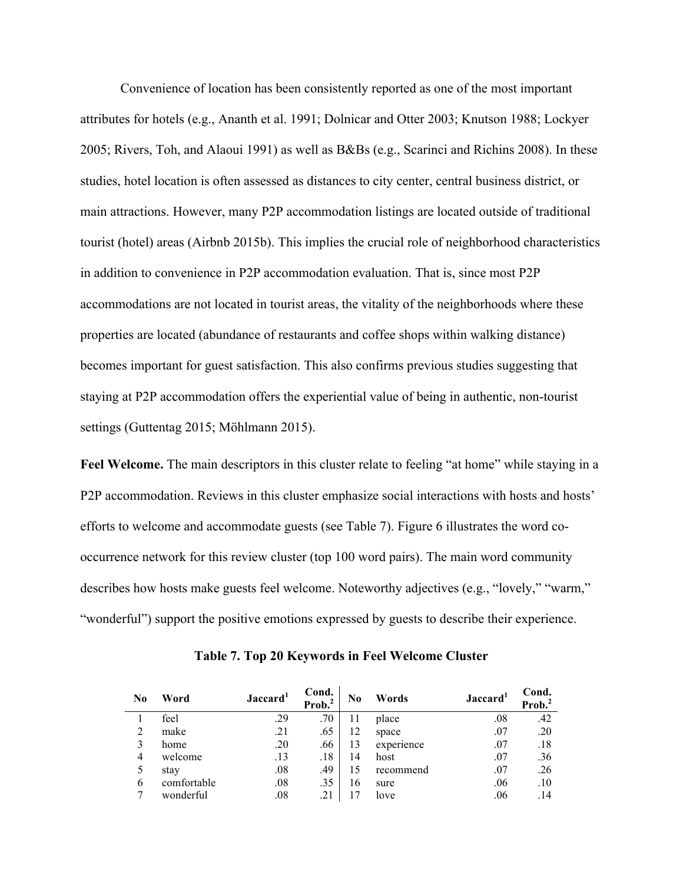Convenience of location has been consistently reported as one of the most important attributes for hotels (e.g., Ananth et al. 1991; Dolnicar and Otter 2003; Knutson 1988; Lockyer 2005; Rivers, Toh, and Alaoui 1991) as well as B&Bs (e.g., Scarinci and Richins 2008). In these studies, hotel location is often assessed as distances to city center, central business district, or main attractions. However, many P2P accommodation listings are located outside of traditional tourist (hotel) areas (Airbnb 2015b). This implies the crucial role of neighborhood characteristics in addition to convenience in P2P accommodation evaluation. That is, since most P2P accommodations are not located in tourist areas, the vitality of the neighborhoods where these properties are located (abundance of restaurants and coffee shops within walking distance) becomes important for guest satisfaction. This also confirms previous studies suggesting that staying at P2P accommodation offers the experiential value of being in authentic, non-tourist settings (Guttentag 2015; Möhlmann 2015).

**Feel Welcome.** The main descriptors in this cluster relate to feeling "at home" while staying in a P2P accommodation. Reviews in this cluster emphasize social interactions with hosts and hosts' efforts to welcome and accommodate guests (see Table 7). Figure 6 illustrates the word co-occurrence network for this review cluster (top 100 word pairs). The main word community describes how hosts make guests feel welcome. Noteworthy adjectives (e.g., "lovely," "warm," "wonderful") support the positive emotions expressed by guests to describe their experience.

**Table 7. Top 20 Keywords in Feel Welcome Cluster**

| No | Word | Jaccard[1] | Cond. Prob.[2] | No | Words | Jaccard[1] | Cond. Prob.[2] |
|---|---|---|---|---|---|---|---|
| 1 | feel | .29 | .70 | 11 | place | .08 | .42 |
| 2 | make | .21 | .65 | 12 | space | .07 | .20 |
| 3 | home | .20 | .66 | 13 | experience | .07 | .18 |
| 4 | welcome | .13 | .18 | 14 | host | .07 | .36 |
| 5 | stay | .08 | .49 | 15 | recommend | .07 | .26 |
| 6 | comfortable | .08 | .35 | 16 | sure | .06 | .10 |
| 7 | wonderful | .08 | .21 | 17 | love | .06 | .14 |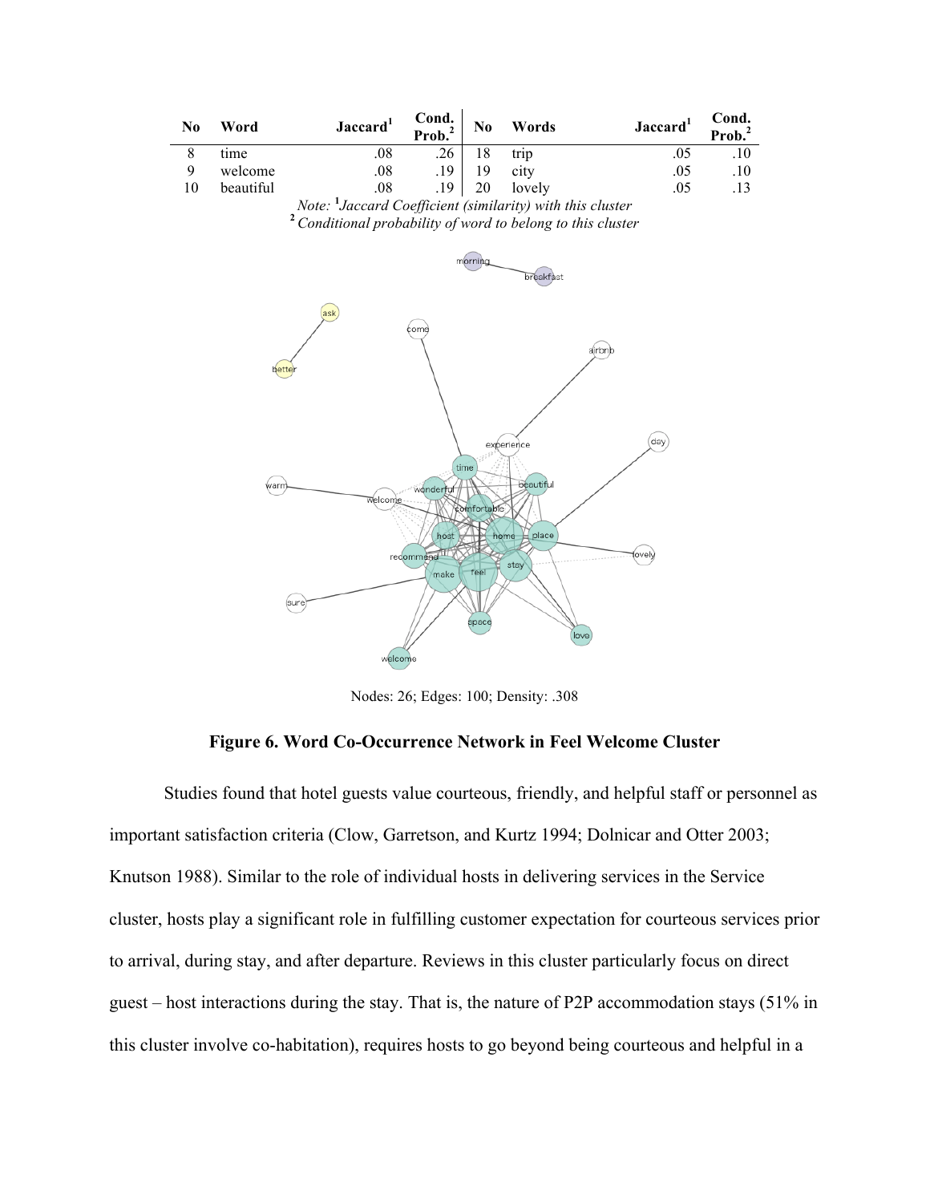| No | Word | Jaccard[1] | Cond. Prob.[2] | No | Words | Jaccard[1] | Cond. Prob.[2] |
|---|---|---|---|---|---|---|---|
| 8 | time | .08 | .26 | 18 | trip | .05 | .10 |
| 9 | welcome | .08 | .19 | 19 | city | .05 | .10 |
| 10 | beautiful | .08 | .19 | 20 | lovely | .05 | .13 |

*Note:* [1] *Jaccard Coefficient (similarity) with this cluster*
[2] *Conditional probability of word to belong to this cluster*

Nodes: 26; Edges: 100; Density: .308

**Figure 6. Word Co-Occurrence Network in Feel Welcome Cluster**

Studies found that hotel guests value courteous, friendly, and helpful staff or personnel as important satisfaction criteria (Clow, Garretson, and Kurtz 1994; Dolnicar and Otter 2003; Knutson 1988). Similar to the role of individual hosts in delivering services in the Service cluster, hosts play a significant role in fulfilling customer expectation for courteous services prior to arrival, during stay, and after departure. Reviews in this cluster particularly focus on direct guest – host interactions during the stay. That is, the nature of P2P accommodation stays (51% in this cluster involve co-habitation), requires hosts to go beyond being courteous and helpful in a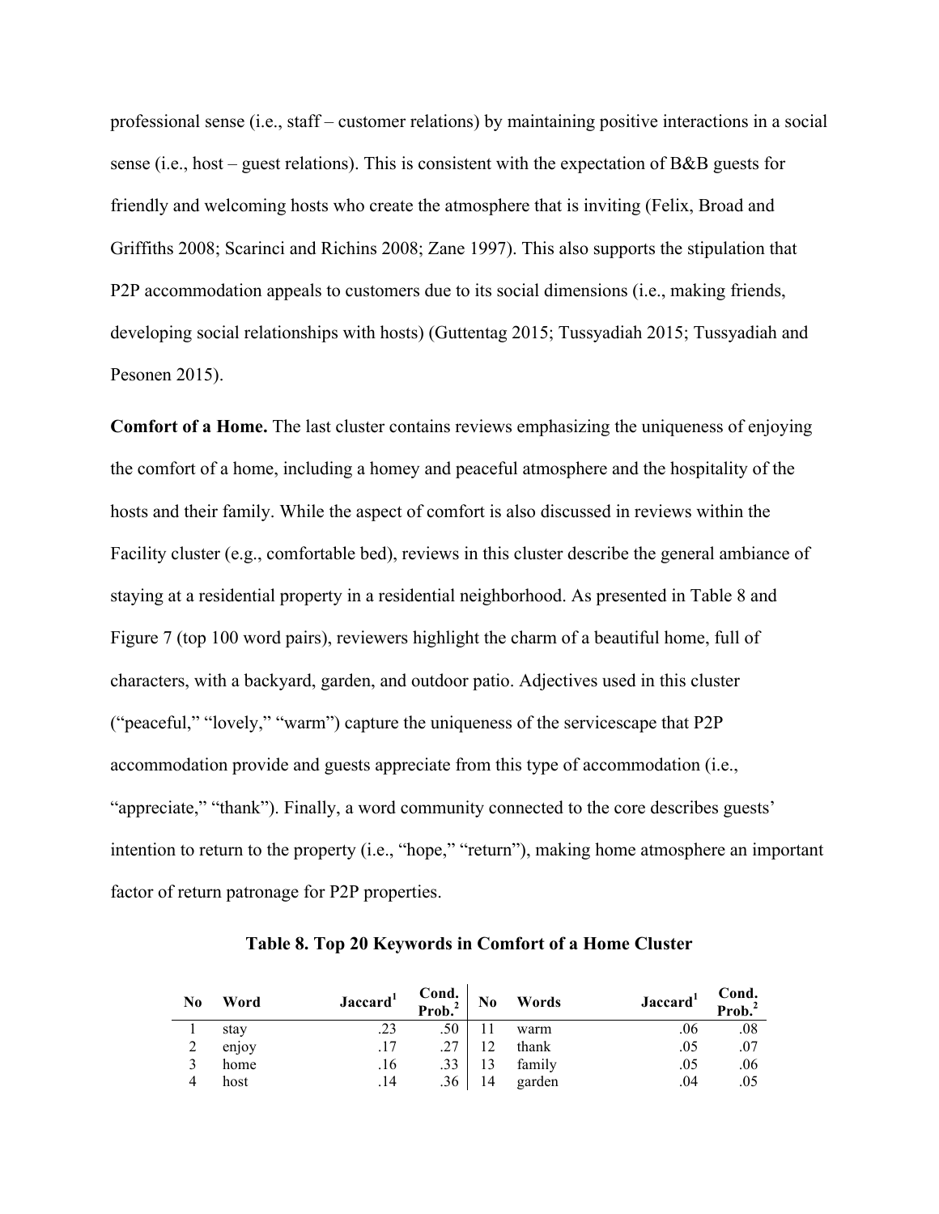professional sense (i.e., staff – customer relations) by maintaining positive interactions in a social sense (i.e., host – guest relations). This is consistent with the expectation of B&B guests for friendly and welcoming hosts who create the atmosphere that is inviting (Felix, Broad and Griffiths 2008; Scarinci and Richins 2008; Zane 1997). This also supports the stipulation that P2P accommodation appeals to customers due to its social dimensions (i.e., making friends, developing social relationships with hosts) (Guttentag 2015; Tussyadiah 2015; Tussyadiah and Pesonen 2015).

**Comfort of a Home.** The last cluster contains reviews emphasizing the uniqueness of enjoying the comfort of a home, including a homey and peaceful atmosphere and the hospitality of the hosts and their family. While the aspect of comfort is also discussed in reviews within the Facility cluster (e.g., comfortable bed), reviews in this cluster describe the general ambiance of staying at a residential property in a residential neighborhood. As presented in Table 8 and Figure 7 (top 100 word pairs), reviewers highlight the charm of a beautiful home, full of characters, with a backyard, garden, and outdoor patio. Adjectives used in this cluster ("peaceful," "lovely," "warm") capture the uniqueness of the servicescape that P2P accommodation provide and guests appreciate from this type of accommodation (i.e., "appreciate," "thank"). Finally, a word community connected to the core describes guests' intention to return to the property (i.e., "hope," "return"), making home atmosphere an important factor of return patronage for P2P properties.

**Table 8. Top 20 Keywords in Comfort of a Home Cluster**

| No | Word | Jaccard[1] | Cond. Prob.[2] | No | Words | Jaccard[1] | Cond. Prob.[2] |
|---|---|---|---|---|---|---|---|
| 1 | stay | .23 | .50 | 11 | warm | .06 | .08 |
| 2 | enjoy | .17 | .27 | 12 | thank | .05 | .07 |
| 3 | home | .16 | .33 | 13 | family | .05 | .06 |
| 4 | host | .14 | .36 | 14 | garden | .04 | .05 |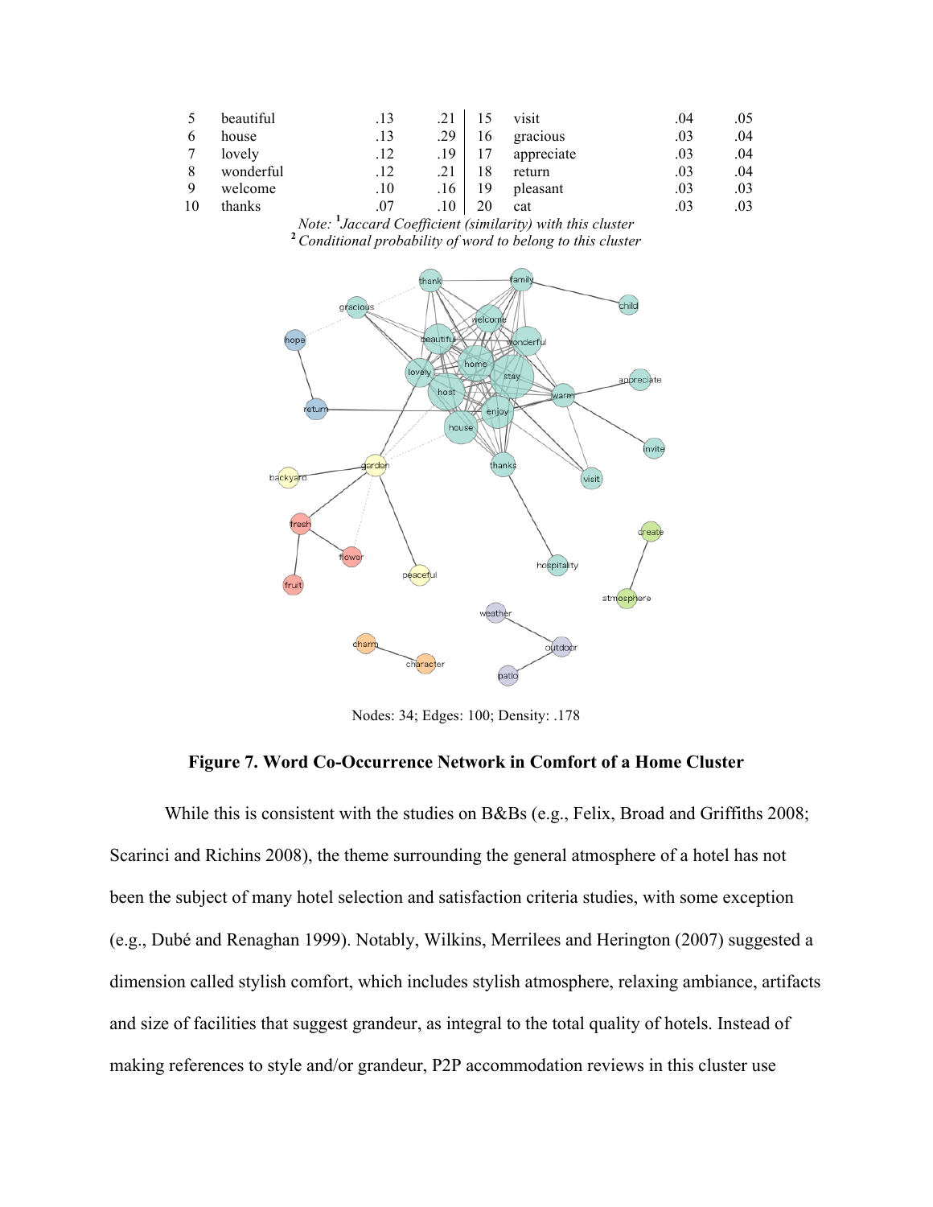| 5 | beautiful | .13 | .21 | 15 | visit | .04 | .05 |
|---|---|---|---|---|---|---|---|
| 6 | house | .13 | .29 | 16 | gracious | .03 | .04 |
| 7 | lovely | .12 | .19 | 17 | appreciate | .03 | .04 |
| 8 | wonderful | .12 | .21 | 18 | return | .03 | .04 |
| 9 | welcome | .10 | .16 | 19 | pleasant | .03 | .03 |
| 10 | thanks | .07 | .10 | 20 | cat | .03 | .03 |

*Note:* [1]*Jaccard Coefficient (similarity) with this cluster*
[2]*Conditional probability of word to belong to this cluster*

Nodes: 34; Edges: 100; Density: .178

**Figure 7. Word Co-Occurrence Network in Comfort of a Home Cluster**

While this is consistent with the studies on B&Bs (e.g., Felix, Broad and Griffiths 2008; Scarinci and Richins 2008), the theme surrounding the general atmosphere of a hotel has not been the subject of many hotel selection and satisfaction criteria studies, with some exception (e.g., Dubé and Renaghan 1999). Notably, Wilkins, Merrilees and Herington (2007) suggested a dimension called stylish comfort, which includes stylish atmosphere, relaxing ambiance, artifacts and size of facilities that suggest grandeur, as integral to the total quality of hotels. Instead of making references to style and/or grandeur, P2P accommodation reviews in this cluster use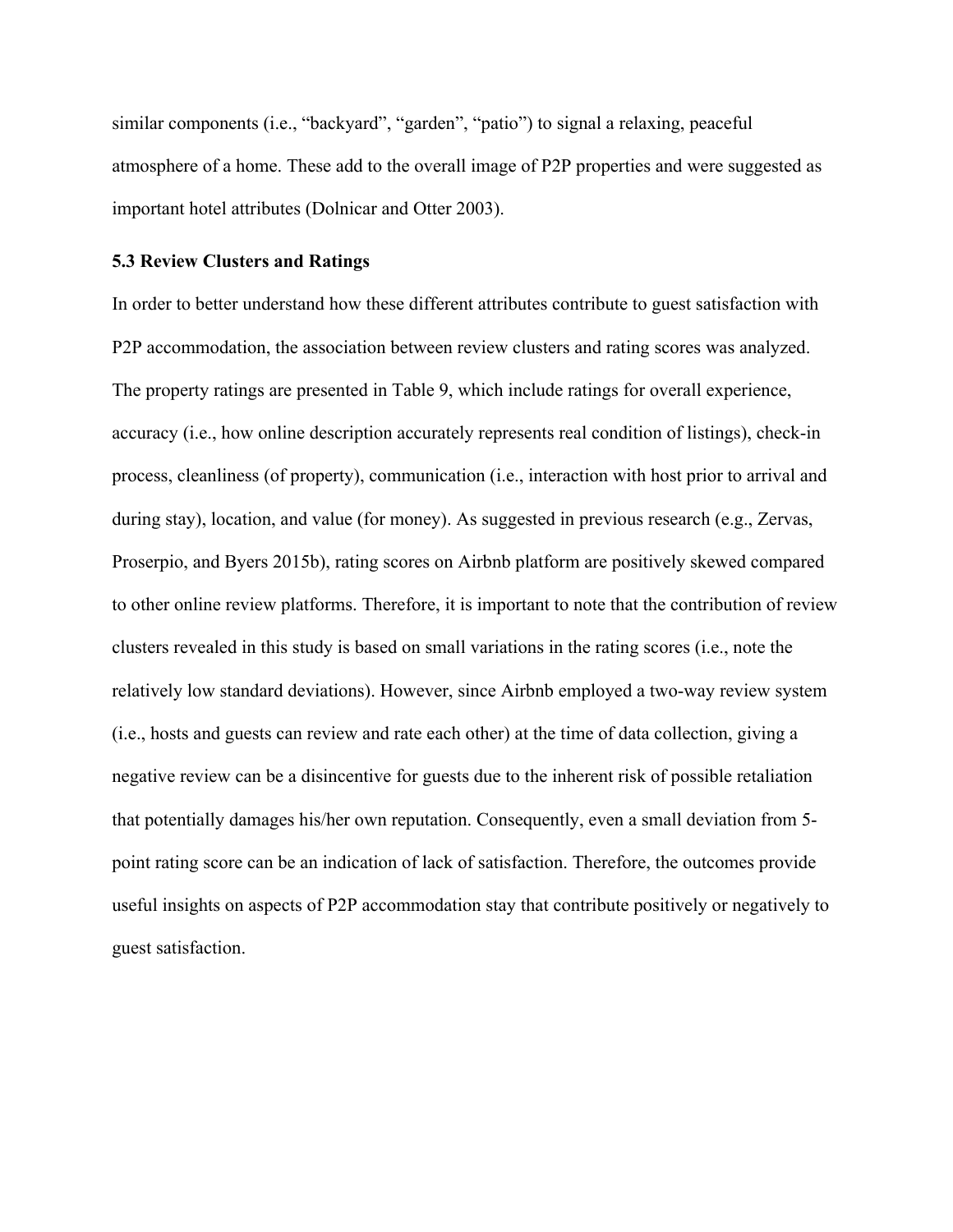similar components (i.e., "backyard", "garden", "patio") to signal a relaxing, peaceful atmosphere of a home. These add to the overall image of P2P properties and were suggested as important hotel attributes (Dolnicar and Otter 2003).

### 5.3 Review Clusters and Ratings

In order to better understand how these different attributes contribute to guest satisfaction with P2P accommodation, the association between review clusters and rating scores was analyzed. The property ratings are presented in Table 9, which include ratings for overall experience, accuracy (i.e., how online description accurately represents real condition of listings), check-in process, cleanliness (of property), communication (i.e., interaction with host prior to arrival and during stay), location, and value (for money). As suggested in previous research (e.g., Zervas, Proserpio, and Byers 2015b), rating scores on Airbnb platform are positively skewed compared to other online review platforms. Therefore, it is important to note that the contribution of review clusters revealed in this study is based on small variations in the rating scores (i.e., note the relatively low standard deviations). However, since Airbnb employed a two-way review system (i.e., hosts and guests can review and rate each other) at the time of data collection, giving a negative review can be a disincentive for guests due to the inherent risk of possible retaliation that potentially damages his/her own reputation. Consequently, even a small deviation from 5-point rating score can be an indication of lack of satisfaction. Therefore, the outcomes provide useful insights on aspects of P2P accommodation stay that contribute positively or negatively to guest satisfaction.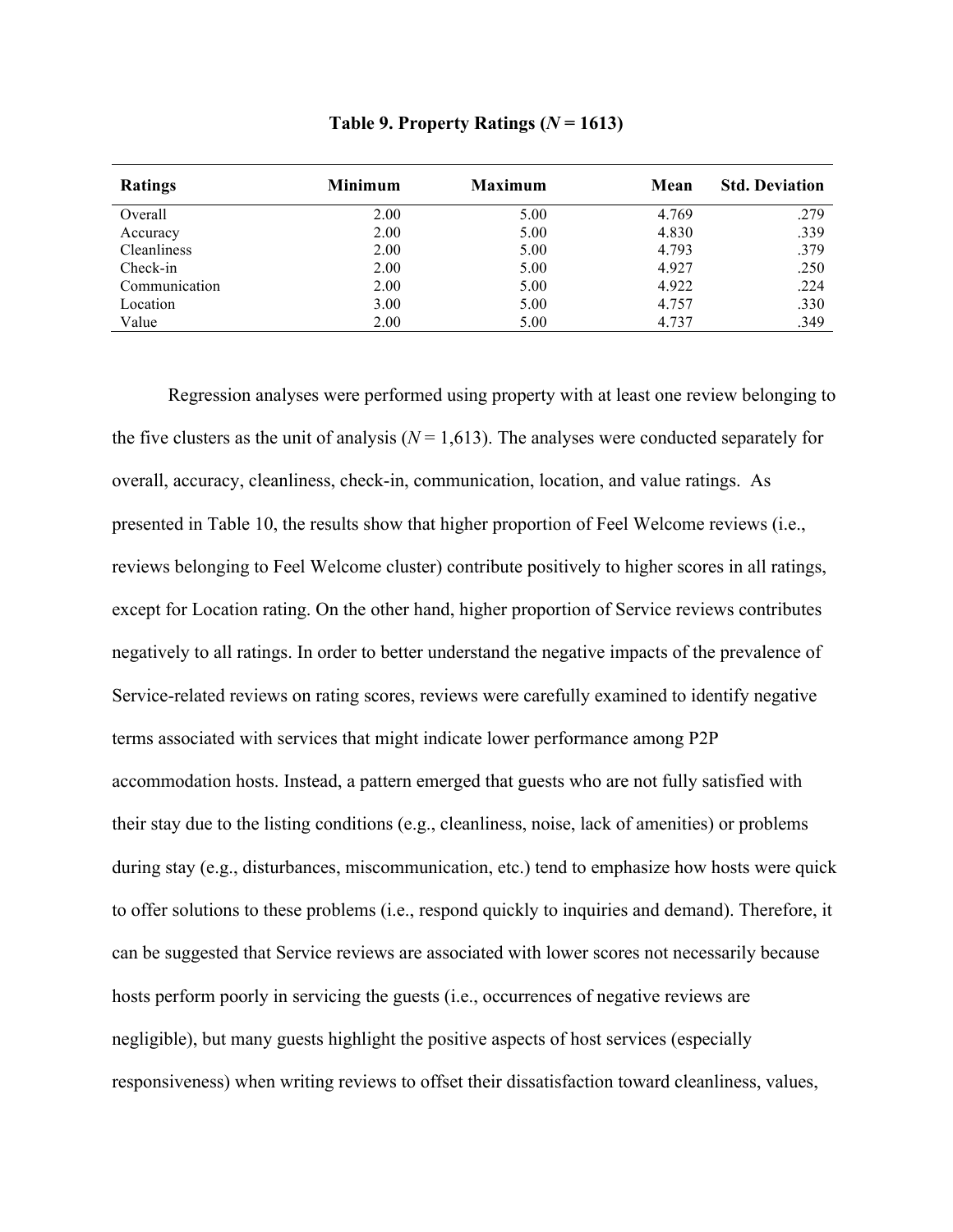**Table 9. Property Ratings ($N$ = 1613)**

| Ratings | Minimum | Maximum | Mean | Std. Deviation |
|---|---|---|---|---|
| Overall | 2.00 | 5.00 | 4.769 | .279 |
| Accuracy | 2.00 | 5.00 | 4.830 | .339 |
| Cleanliness | 2.00 | 5.00 | 4.793 | .379 |
| Check-in | 2.00 | 5.00 | 4.927 | .250 |
| Communication | 2.00 | 5.00 | 4.922 | .224 |
| Location | 3.00 | 5.00 | 4.757 | .330 |
| Value | 2.00 | 5.00 | 4.737 | .349 |

Regression analyses were performed using property with at least one review belonging to the five clusters as the unit of analysis ($N$ = 1,613). The analyses were conducted separately for overall, accuracy, cleanliness, check-in, communication, location, and value ratings. As presented in Table 10, the results show that higher proportion of Feel Welcome reviews (i.e., reviews belonging to Feel Welcome cluster) contribute positively to higher scores in all ratings, except for Location rating. On the other hand, higher proportion of Service reviews contributes negatively to all ratings. In order to better understand the negative impacts of the prevalence of Service-related reviews on rating scores, reviews were carefully examined to identify negative terms associated with services that might indicate lower performance among P2P accommodation hosts. Instead, a pattern emerged that guests who are not fully satisfied with their stay due to the listing conditions (e.g., cleanliness, noise, lack of amenities) or problems during stay (e.g., disturbances, miscommunication, etc.) tend to emphasize how hosts were quick to offer solutions to these problems (i.e., respond quickly to inquiries and demand). Therefore, it can be suggested that Service reviews are associated with lower scores not necessarily because hosts perform poorly in servicing the guests (i.e., occurrences of negative reviews are negligible), but many guests highlight the positive aspects of host services (especially responsiveness) when writing reviews to offset their dissatisfaction toward cleanliness, values,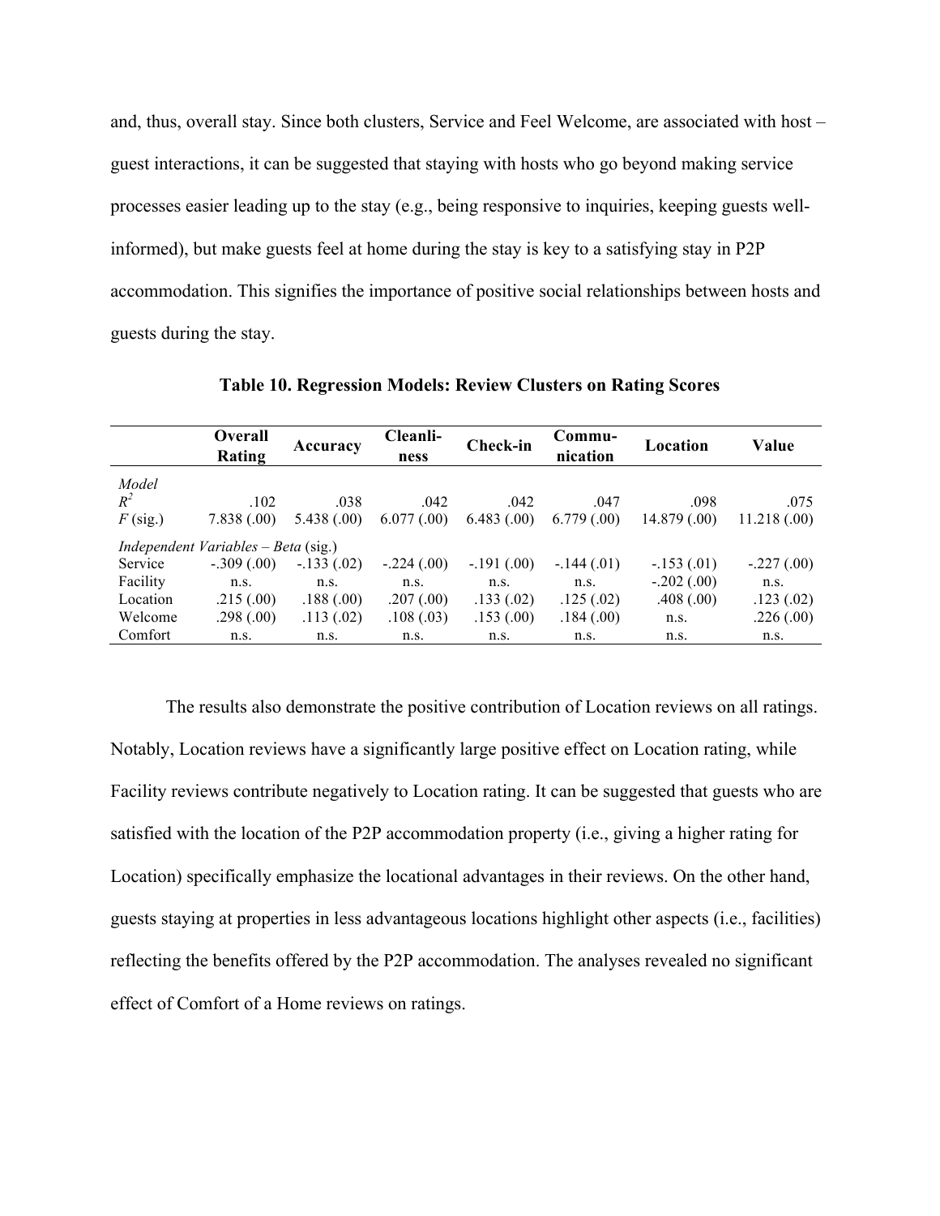and, thus, overall stay. Since both clusters, Service and Feel Welcome, are associated with host – guest interactions, it can be suggested that staying with hosts who go beyond making service processes easier leading up to the stay (e.g., being responsive to inquiries, keeping guests well-informed), but make guests feel at home during the stay is key to a satisfying stay in P2P accommodation. This signifies the importance of positive social relationships between hosts and guests during the stay.

**Table 10. Regression Models: Review Clusters on Rating Scores**

| | Overall Rating | Accuracy | Cleanli-ness | Check-in | Commu-nication | Location | Value |
|---|---|---|---|---|---|---|---|
| *Model* | | | | | | | |
| $R^2$ | .102 | .038 | .042 | .042 | .047 | .098 | .075 |
| $F$ (sig.) | 7.838 (.00) | 5.438 (.00) | 6.077 (.00) | 6.483 (.00) | 6.779 (.00) | 14.879 (.00) | 11.218 (.00) |
| *Independent Variables – Beta* (sig.) | | | | | | | |
| Service | -.309 (.00) | -.133 (.02) | -.224 (.00) | -.191 (.00) | -.144 (.01) | -.153 (.01) | -.227 (.00) |
| Facility | n.s. | n.s. | n.s. | n.s. | n.s. | -.202 (.00) | n.s. |
| Location | .215 (.00) | .188 (.00) | .207 (.00) | .133 (.02) | .125 (.02) | .408 (.00) | .123 (.02) |
| Welcome | .298 (.00) | .113 (.02) | .108 (.03) | .153 (.00) | .184 (.00) | n.s. | .226 (.00) |
| Comfort | n.s. | n.s. | n.s. | n.s. | n.s. | n.s. | n.s. |

The results also demonstrate the positive contribution of Location reviews on all ratings. Notably, Location reviews have a significantly large positive effect on Location rating, while Facility reviews contribute negatively to Location rating. It can be suggested that guests who are satisfied with the location of the P2P accommodation property (i.e., giving a higher rating for Location) specifically emphasize the locational advantages in their reviews. On the other hand, guests staying at properties in less advantageous locations highlight other aspects (i.e., facilities) reflecting the benefits offered by the P2P accommodation. The analyses revealed no significant effect of Comfort of a Home reviews on ratings.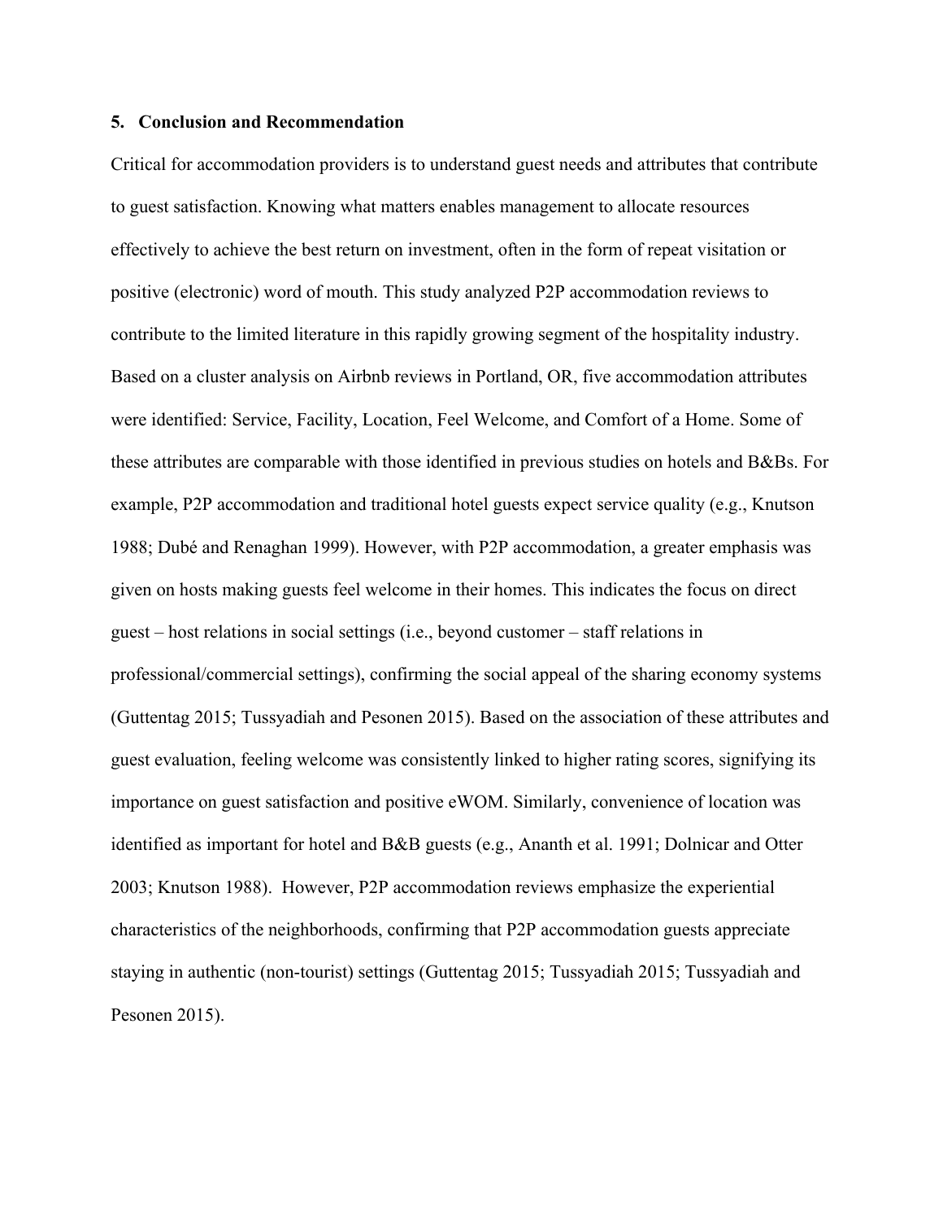## 5. Conclusion and Recommendation

Critical for accommodation providers is to understand guest needs and attributes that contribute to guest satisfaction. Knowing what matters enables management to allocate resources effectively to achieve the best return on investment, often in the form of repeat visitation or positive (electronic) word of mouth. This study analyzed P2P accommodation reviews to contribute to the limited literature in this rapidly growing segment of the hospitality industry. Based on a cluster analysis on Airbnb reviews in Portland, OR, five accommodation attributes were identified: Service, Facility, Location, Feel Welcome, and Comfort of a Home. Some of these attributes are comparable with those identified in previous studies on hotels and B&Bs. For example, P2P accommodation and traditional hotel guests expect service quality (e.g., Knutson 1988; Dubé and Renaghan 1999). However, with P2P accommodation, a greater emphasis was given on hosts making guests feel welcome in their homes. This indicates the focus on direct guest – host relations in social settings (i.e., beyond customer – staff relations in professional/commercial settings), confirming the social appeal of the sharing economy systems (Guttentag 2015; Tussyadiah and Pesonen 2015). Based on the association of these attributes and guest evaluation, feeling welcome was consistently linked to higher rating scores, signifying its importance on guest satisfaction and positive eWOM. Similarly, convenience of location was identified as important for hotel and B&B guests (e.g., Ananth et al. 1991; Dolnicar and Otter 2003; Knutson 1988). However, P2P accommodation reviews emphasize the experiential characteristics of the neighborhoods, confirming that P2P accommodation guests appreciate staying in authentic (non-tourist) settings (Guttentag 2015; Tussyadiah 2015; Tussyadiah and Pesonen 2015).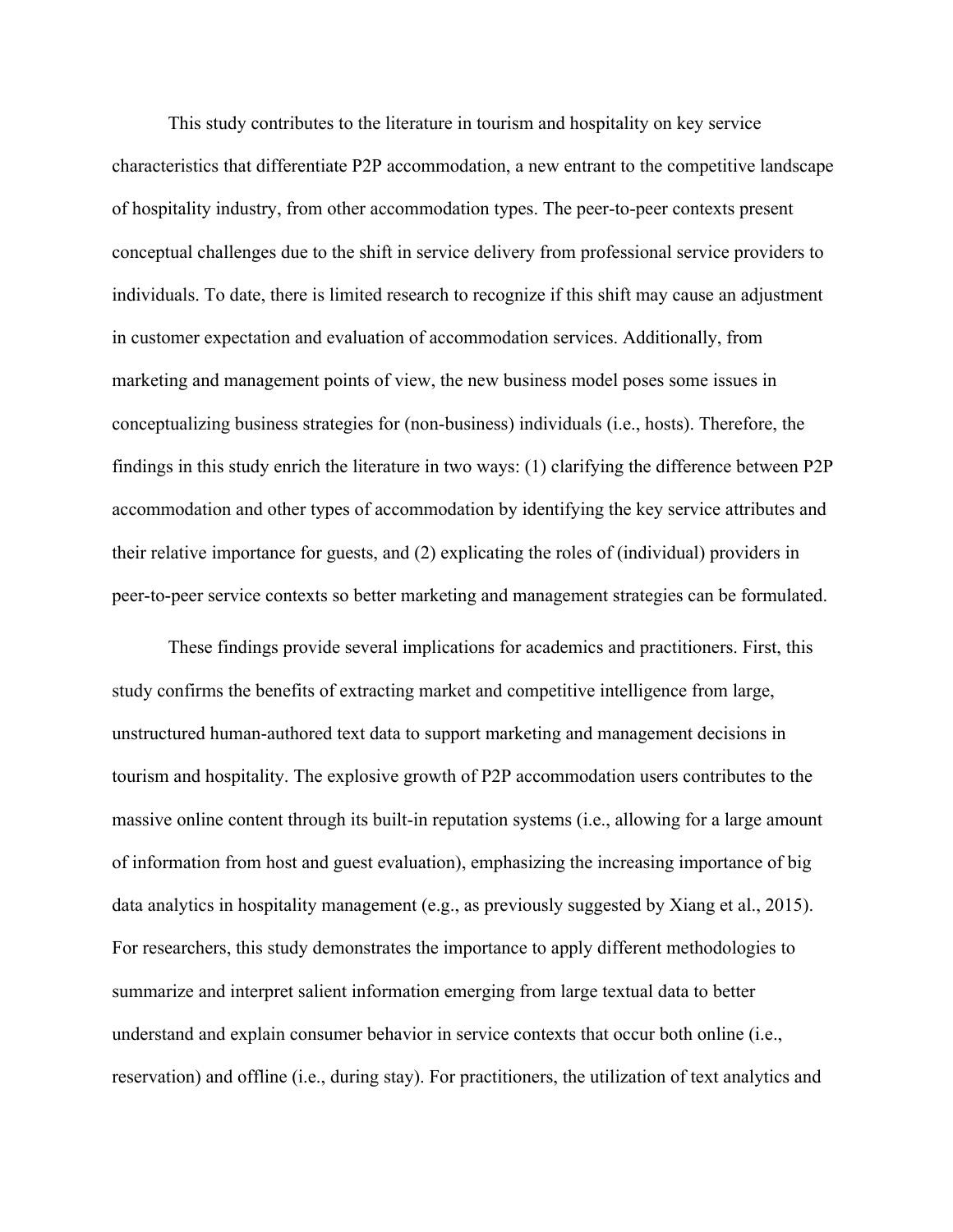This study contributes to the literature in tourism and hospitality on key service characteristics that differentiate P2P accommodation, a new entrant to the competitive landscape of hospitality industry, from other accommodation types. The peer-to-peer contexts present conceptual challenges due to the shift in service delivery from professional service providers to individuals. To date, there is limited research to recognize if this shift may cause an adjustment in customer expectation and evaluation of accommodation services. Additionally, from marketing and management points of view, the new business model poses some issues in conceptualizing business strategies for (non-business) individuals (i.e., hosts). Therefore, the findings in this study enrich the literature in two ways: (1) clarifying the difference between P2P accommodation and other types of accommodation by identifying the key service attributes and their relative importance for guests, and (2) explicating the roles of (individual) providers in peer-to-peer service contexts so better marketing and management strategies can be formulated.

These findings provide several implications for academics and practitioners. First, this study confirms the benefits of extracting market and competitive intelligence from large, unstructured human-authored text data to support marketing and management decisions in tourism and hospitality. The explosive growth of P2P accommodation users contributes to the massive online content through its built-in reputation systems (i.e., allowing for a large amount of information from host and guest evaluation), emphasizing the increasing importance of big data analytics in hospitality management (e.g., as previously suggested by Xiang et al., 2015). For researchers, this study demonstrates the importance to apply different methodologies to summarize and interpret salient information emerging from large textual data to better understand and explain consumer behavior in service contexts that occur both online (i.e., reservation) and offline (i.e., during stay). For practitioners, the utilization of text analytics and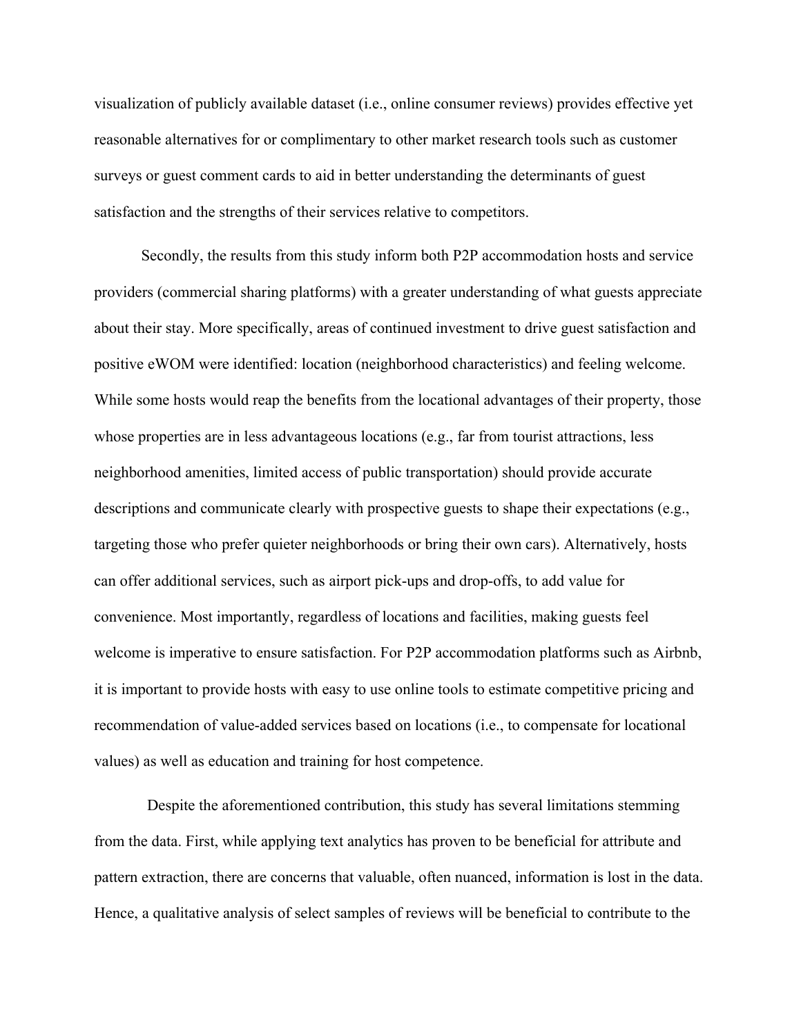visualization of publicly available dataset (i.e., online consumer reviews) provides effective yet reasonable alternatives for or complimentary to other market research tools such as customer surveys or guest comment cards to aid in better understanding the determinants of guest satisfaction and the strengths of their services relative to competitors.

Secondly, the results from this study inform both P2P accommodation hosts and service providers (commercial sharing platforms) with a greater understanding of what guests appreciate about their stay. More specifically, areas of continued investment to drive guest satisfaction and positive eWOM were identified: location (neighborhood characteristics) and feeling welcome. While some hosts would reap the benefits from the locational advantages of their property, those whose properties are in less advantageous locations (e.g., far from tourist attractions, less neighborhood amenities, limited access of public transportation) should provide accurate descriptions and communicate clearly with prospective guests to shape their expectations (e.g., targeting those who prefer quieter neighborhoods or bring their own cars). Alternatively, hosts can offer additional services, such as airport pick-ups and drop-offs, to add value for convenience. Most importantly, regardless of locations and facilities, making guests feel welcome is imperative to ensure satisfaction. For P2P accommodation platforms such as Airbnb, it is important to provide hosts with easy to use online tools to estimate competitive pricing and recommendation of value-added services based on locations (i.e., to compensate for locational values) as well as education and training for host competence.

Despite the aforementioned contribution, this study has several limitations stemming from the data. First, while applying text analytics has proven to be beneficial for attribute and pattern extraction, there are concerns that valuable, often nuanced, information is lost in the data. Hence, a qualitative analysis of select samples of reviews will be beneficial to contribute to the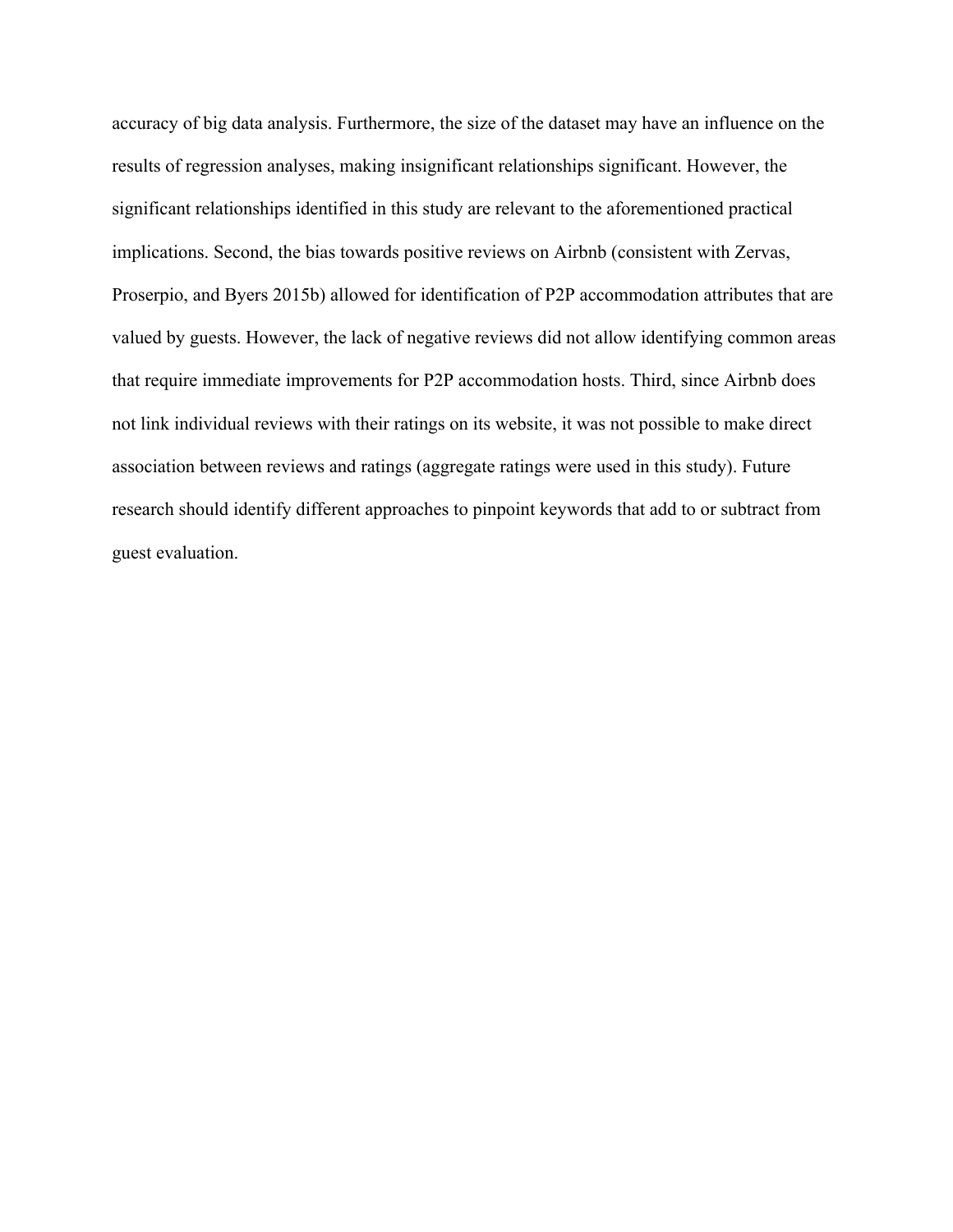accuracy of big data analysis. Furthermore, the size of the dataset may have an influence on the results of regression analyses, making insignificant relationships significant. However, the significant relationships identified in this study are relevant to the aforementioned practical implications. Second, the bias towards positive reviews on Airbnb (consistent with Zervas, Proserpio, and Byers 2015b) allowed for identification of P2P accommodation attributes that are valued by guests. However, the lack of negative reviews did not allow identifying common areas that require immediate improvements for P2P accommodation hosts. Third, since Airbnb does not link individual reviews with their ratings on its website, it was not possible to make direct association between reviews and ratings (aggregate ratings were used in this study). Future research should identify different approaches to pinpoint keywords that add to or subtract from guest evaluation.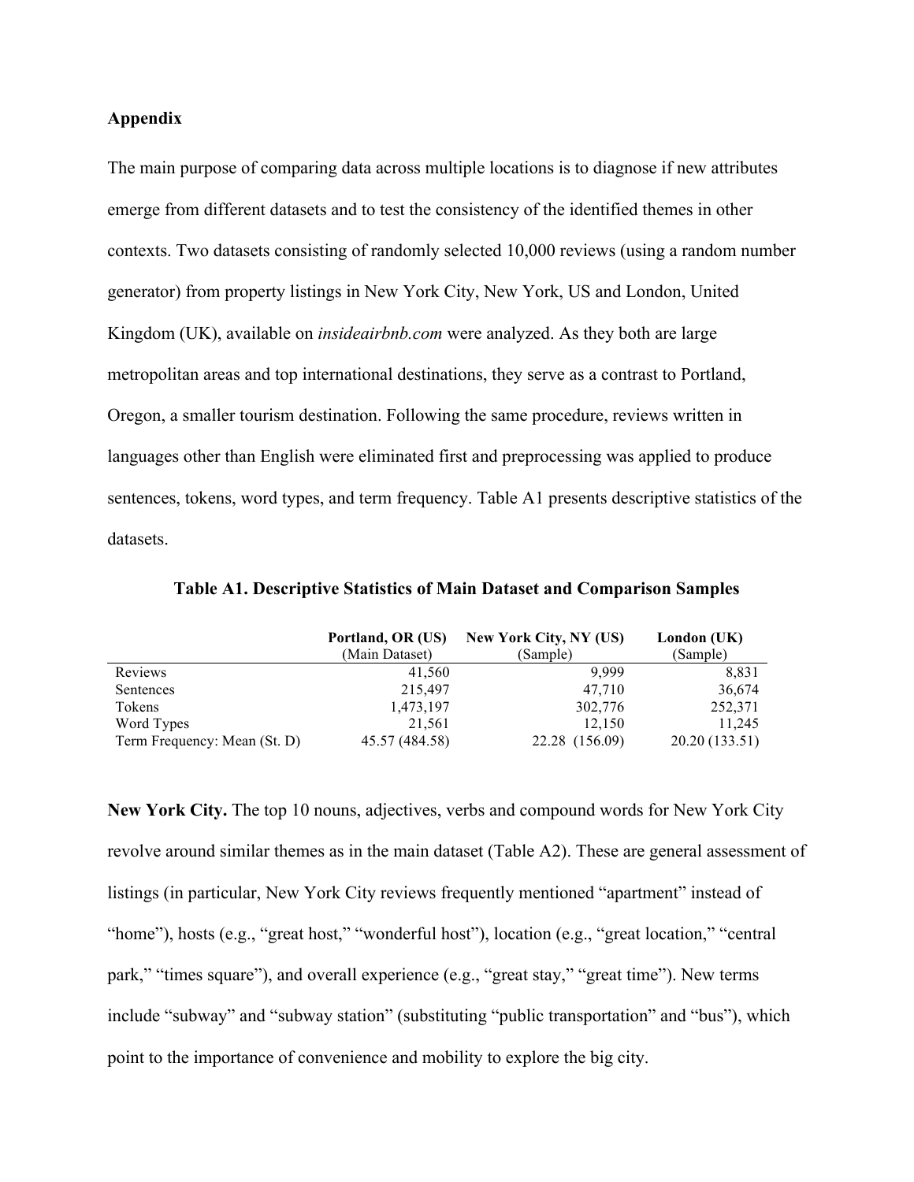## Appendix

The main purpose of comparing data across multiple locations is to diagnose if new attributes emerge from different datasets and to test the consistency of the identified themes in other contexts. Two datasets consisting of randomly selected 10,000 reviews (using a random number generator) from property listings in New York City, New York, US and London, United Kingdom (UK), available on *insideairbnb.com* were analyzed. As they both are large metropolitan areas and top international destinations, they serve as a contrast to Portland, Oregon, a smaller tourism destination. Following the same procedure, reviews written in languages other than English were eliminated first and preprocessing was applied to produce sentences, tokens, word types, and term frequency. Table A1 presents descriptive statistics of the datasets.

**Table A1. Descriptive Statistics of Main Dataset and Comparison Samples**

| | **Portland, OR (US)** (Main Dataset) | **New York City, NY (US)** (Sample) | **London (UK)** (Sample) |
|---|---|---|---|
| Reviews | 41,560 | 9,999 | 8,831 |
| Sentences | 215,497 | 47,710 | 36,674 |
| Tokens | 1,473,197 | 302,776 | 252,371 |
| Word Types | 21,561 | 12,150 | 11,245 |
| Term Frequency: Mean (St. D) | 45.57 (484.58) | 22.28 (156.09) | 20.20 (133.51) |

**New York City.** The top 10 nouns, adjectives, verbs and compound words for New York City revolve around similar themes as in the main dataset (Table A2). These are general assessment of listings (in particular, New York City reviews frequently mentioned "apartment" instead of "home"), hosts (e.g., "great host," "wonderful host"), location (e.g., "great location," "central park," "times square"), and overall experience (e.g., "great stay," "great time"). New terms include "subway" and "subway station" (substituting "public transportation" and "bus"), which point to the importance of convenience and mobility to explore the big city.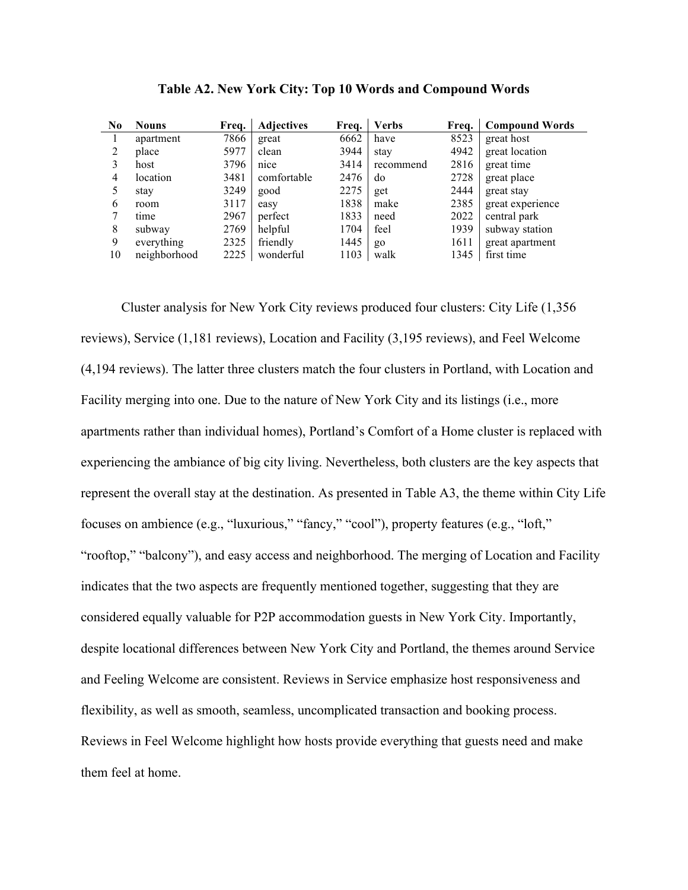**Table A2. New York City: Top 10 Words and Compound Words**

| No | Nouns | Freq. | Adjectives | Freq. | Verbs | Freq. | Compound Words |
|---|---|---|---|---|---|---|---|
| 1 | apartment | 7866 | great | 6662 | have | 8523 | great host |
| 2 | place | 5977 | clean | 3944 | stay | 4942 | great location |
| 3 | host | 3796 | nice | 3414 | recommend | 2816 | great time |
| 4 | location | 3481 | comfortable | 2476 | do | 2728 | great place |
| 5 | stay | 3249 | good | 2275 | get | 2444 | great stay |
| 6 | room | 3117 | easy | 1838 | make | 2385 | great experience |
| 7 | time | 2967 | perfect | 1833 | need | 2022 | central park |
| 8 | subway | 2769 | helpful | 1704 | feel | 1939 | subway station |
| 9 | everything | 2325 | friendly | 1445 | go | 1611 | great apartment |
| 10 | neighborhood | 2225 | wonderful | 1103 | walk | 1345 | first time |

Cluster analysis for New York City reviews produced four clusters: City Life (1,356 reviews), Service (1,181 reviews), Location and Facility (3,195 reviews), and Feel Welcome (4,194 reviews). The latter three clusters match the four clusters in Portland, with Location and Facility merging into one. Due to the nature of New York City and its listings (i.e., more apartments rather than individual homes), Portland's Comfort of a Home cluster is replaced with experiencing the ambiance of big city living. Nevertheless, both clusters are the key aspects that represent the overall stay at the destination. As presented in Table A3, the theme within City Life focuses on ambience (e.g., "luxurious," "fancy," "cool"), property features (e.g., "loft," "rooftop," "balcony"), and easy access and neighborhood. The merging of Location and Facility indicates that the two aspects are frequently mentioned together, suggesting that they are considered equally valuable for P2P accommodation guests in New York City. Importantly, despite locational differences between New York City and Portland, the themes around Service and Feeling Welcome are consistent. Reviews in Service emphasize host responsiveness and flexibility, as well as smooth, seamless, uncomplicated transaction and booking process. Reviews in Feel Welcome highlight how hosts provide everything that guests need and make them feel at home.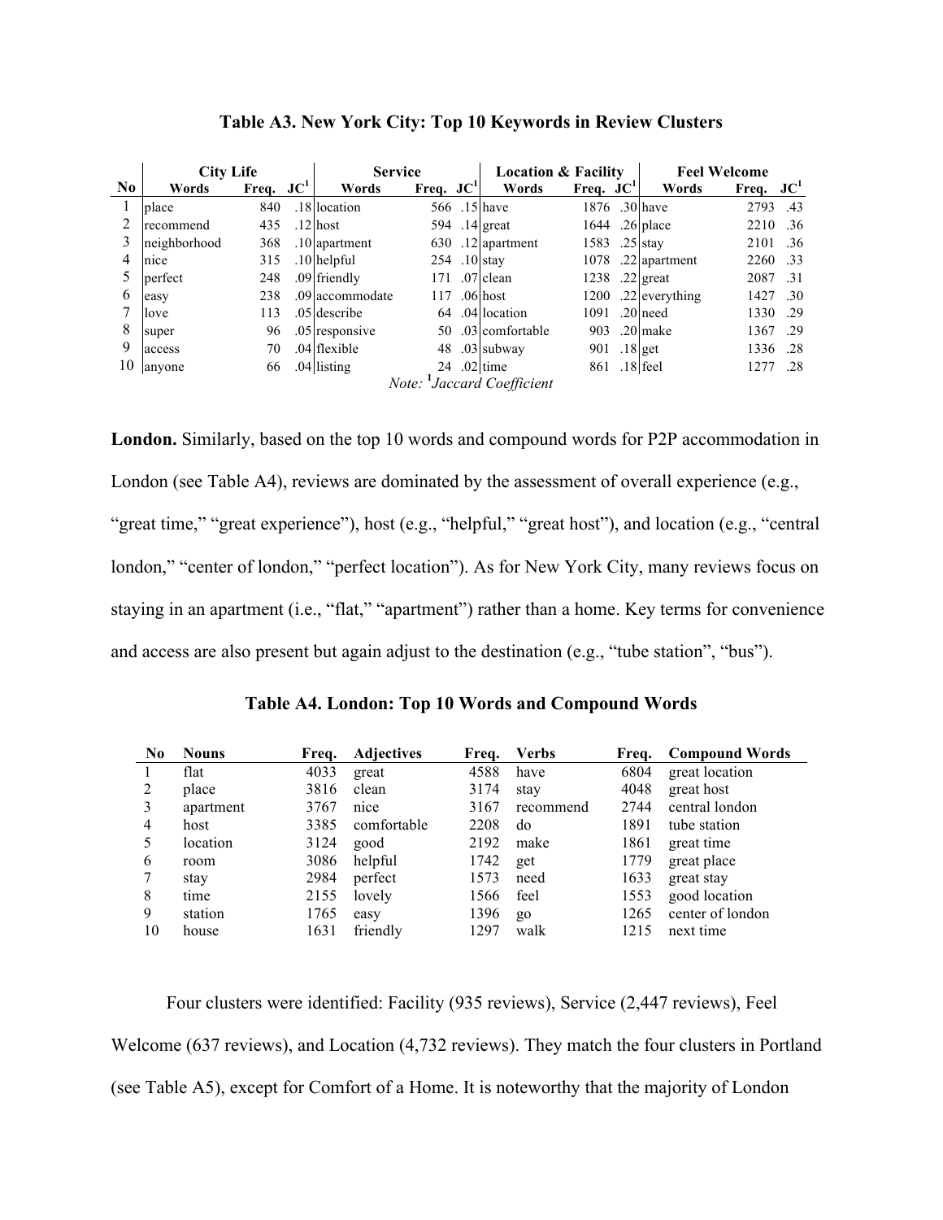**Table A3. New York City: Top 10 Keywords in Review Clusters**

| No | City Life | | | Service | | | Location & Facility | | | Feel Welcome | | |
|---|---|---|---|---|---|---|---|---|---|---|---|---|
| | Words | Freq. | JC[1] | Words | Freq. | JC[1] | Words | Freq. | JC[1] | Words | Freq. | JC[1] |
| 1 | place | 840 | .18 | location | 566 | .15 | have | 1876 | .30 | have | 2793 | .43 |
| 2 | recommend | 435 | .12 | host | 594 | .14 | great | 1644 | .26 | place | 2210 | .36 |
| 3 | neighborhood | 368 | .10 | apartment | 630 | .12 | apartment | 1583 | .25 | stay | 2101 | .36 |
| 4 | nice | 315 | .10 | helpful | 254 | .10 | stay | 1078 | .22 | apartment | 2260 | .33 |
| 5 | perfect | 248 | .09 | friendly | 171 | .07 | clean | 1238 | .22 | great | 2087 | .31 |
| 6 | easy | 238 | .09 | accommodate | 117 | .06 | host | 1200 | .22 | everything | 1427 | .30 |
| 7 | love | 113 | .05 | describe | 64 | .04 | location | 1091 | .20 | need | 1330 | .29 |
| 8 | super | 96 | .05 | responsive | 50 | .03 | comfortable | 903 | .20 | make | 1367 | .29 |
| 9 | access | 70 | .04 | flexible | 48 | .03 | subway | 901 | .18 | get | 1336 | .28 |
| 10 | anyone | 66 | .04 | listing | 24 | .02 | time | 861 | .18 | feel | 1277 | .28 |

*Note:* [1]*Jaccard Coefficient*

**London.** Similarly, based on the top 10 words and compound words for P2P accommodation in London (see Table A4), reviews are dominated by the assessment of overall experience (e.g., "great time," "great experience"), host (e.g., "helpful," "great host"), and location (e.g., "central london," "center of london," "perfect location"). As for New York City, many reviews focus on staying in an apartment (i.e., "flat," "apartment") rather than a home. Key terms for convenience and access are also present but again adjust to the destination (e.g., "tube station", "bus").

**Table A4. London: Top 10 Words and Compound Words**

| No | Nouns | Freq. | Adjectives | Freq. | Verbs | Freq. | Compound Words |
|---|---|---|---|---|---|---|---|
| 1 | flat | 4033 | great | 4588 | have | 6804 | great location |
| 2 | place | 3816 | clean | 3174 | stay | 4048 | great host |
| 3 | apartment | 3767 | nice | 3167 | recommend | 2744 | central london |
| 4 | host | 3385 | comfortable | 2208 | do | 1891 | tube station |
| 5 | location | 3124 | good | 2192 | make | 1861 | great time |
| 6 | room | 3086 | helpful | 1742 | get | 1779 | great place |
| 7 | stay | 2984 | perfect | 1573 | need | 1633 | great stay |
| 8 | time | 2155 | lovely | 1566 | feel | 1553 | good location |
| 9 | station | 1765 | easy | 1396 | go | 1265 | center of london |
| 10 | house | 1631 | friendly | 1297 | walk | 1215 | next time |

Four clusters were identified: Facility (935 reviews), Service (2,447 reviews), Feel Welcome (637 reviews), and Location (4,732 reviews). They match the four clusters in Portland (see Table A5), except for Comfort of a Home. It is noteworthy that the majority of London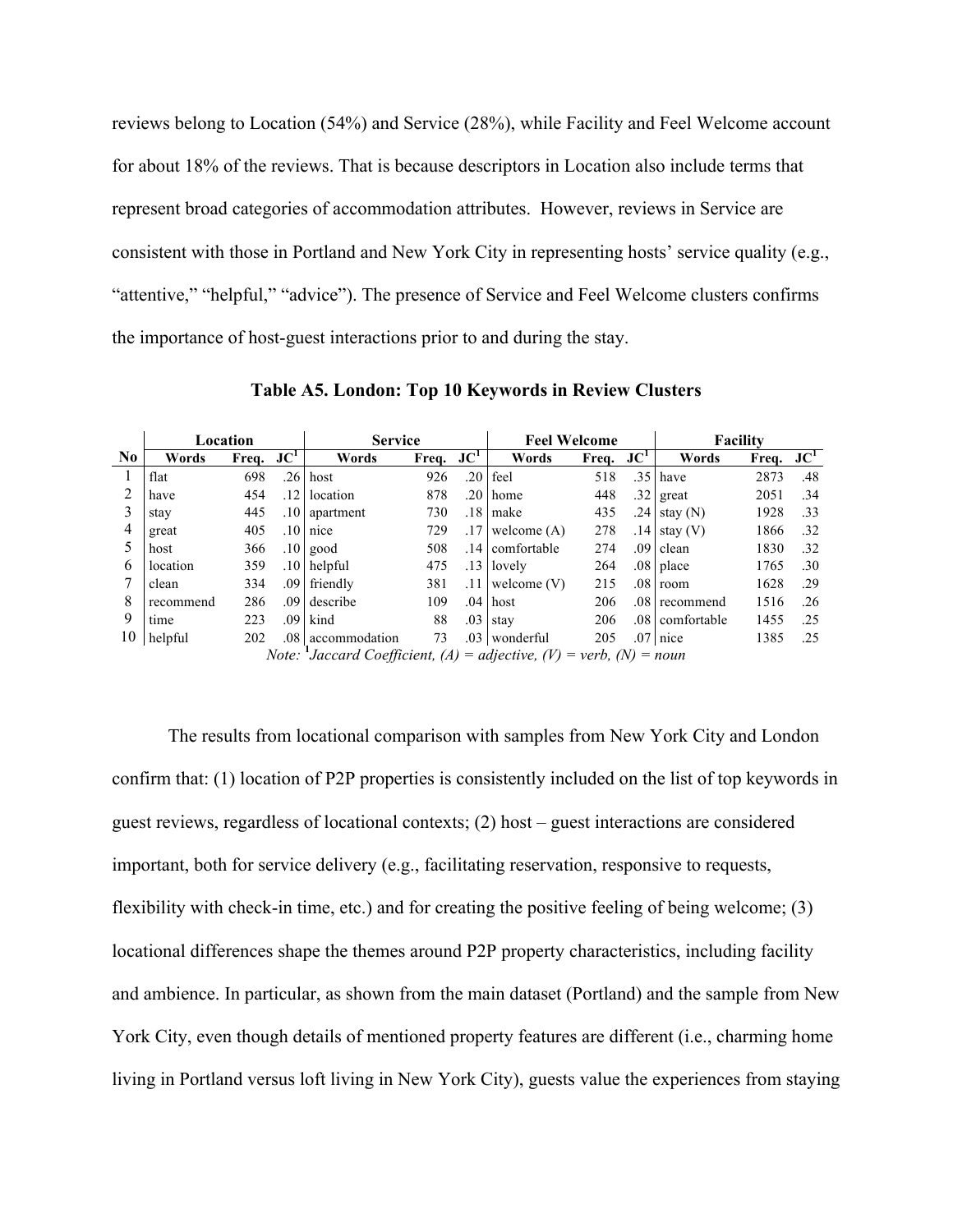reviews belong to Location (54%) and Service (28%), while Facility and Feel Welcome account for about 18% of the reviews. That is because descriptors in Location also include terms that represent broad categories of accommodation attributes. However, reviews in Service are consistent with those in Portland and New York City in representing hosts' service quality (e.g., "attentive," "helpful," "advice"). The presence of Service and Feel Welcome clusters confirms the importance of host-guest interactions prior to and during the stay.

**Table A5. London: Top 10 Keywords in Review Clusters**

| | Location | | | Service | | | Feel Welcome | | | Facility | | |
|---|---|---|---|---|---|---|---|---|---|---|---|---|
| **No** | **Words** | **Freq.** | **JC[1]** | **Words** | **Freq.** | **JC[1]** | **Words** | **Freq.** | **JC[1]** | **Words** | **Freq.** | **JC[1]** |
| 1 | flat | 698 | .26 | host | 926 | .20 | feel | 518 | .35 | have | 2873 | .48 |
| 2 | have | 454 | .12 | location | 878 | .20 | home | 448 | .32 | great | 2051 | .34 |
| 3 | stay | 445 | .10 | apartment | 730 | .18 | make | 435 | .24 | stay (N) | 1928 | .33 |
| 4 | great | 405 | .10 | nice | 729 | .17 | welcome (A) | 278 | .14 | stay (V) | 1866 | .32 |
| 5 | host | 366 | .10 | good | 508 | .14 | comfortable | 274 | .09 | clean | 1830 | .32 |
| 6 | location | 359 | .10 | helpful | 475 | .13 | lovely | 264 | .08 | place | 1765 | .30 |
| 7 | clean | 334 | .09 | friendly | 381 | .11 | welcome (V) | 215 | .08 | room | 1628 | .29 |
| 8 | recommend | 286 | .09 | describe | 109 | .04 | host | 206 | .08 | recommend | 1516 | .26 |
| 9 | time | 223 | .09 | kind | 88 | .03 | stay | 206 | .08 | comfortable | 1455 | .25 |
| 10 | helpful | 202 | .08 | accommodation | 73 | .03 | wonderful | 205 | .07 | nice | 1385 | .25 |

*Note: [1]Jaccard Coefficient, (A) = adjective, (V) = verb, (N) = noun*

The results from locational comparison with samples from New York City and London confirm that: (1) location of P2P properties is consistently included on the list of top keywords in guest reviews, regardless of locational contexts; (2) host – guest interactions are considered important, both for service delivery (e.g., facilitating reservation, responsive to requests, flexibility with check-in time, etc.) and for creating the positive feeling of being welcome; (3) locational differences shape the themes around P2P property characteristics, including facility and ambience. In particular, as shown from the main dataset (Portland) and the sample from New York City, even though details of mentioned property features are different (i.e., charming home living in Portland versus loft living in New York City), guests value the experiences from staying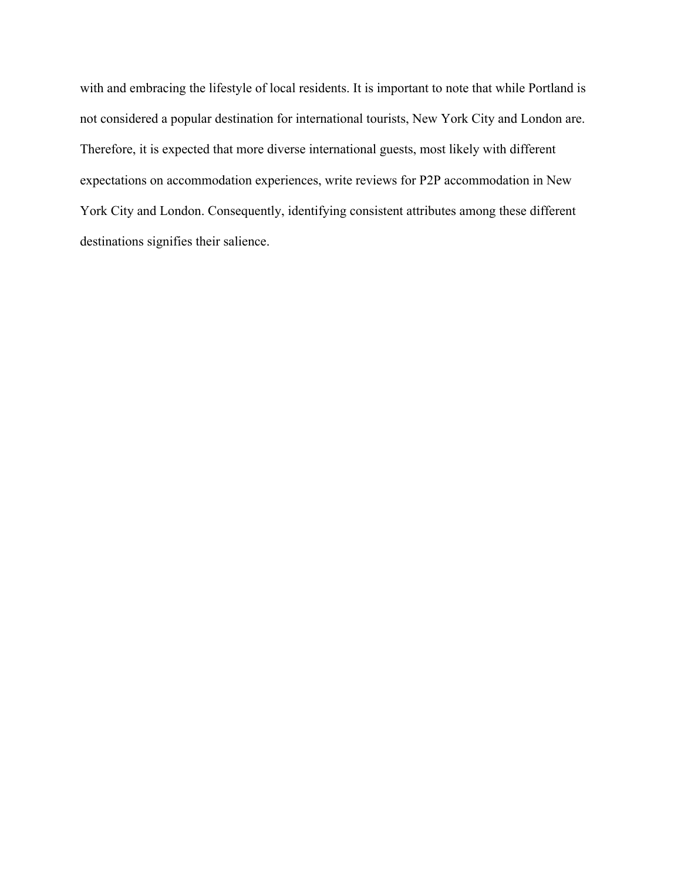with and embracing the lifestyle of local residents. It is important to note that while Portland is not considered a popular destination for international tourists, New York City and London are. Therefore, it is expected that more diverse international guests, most likely with different expectations on accommodation experiences, write reviews for P2P accommodation in New York City and London. Consequently, identifying consistent attributes among these different destinations signifies their salience.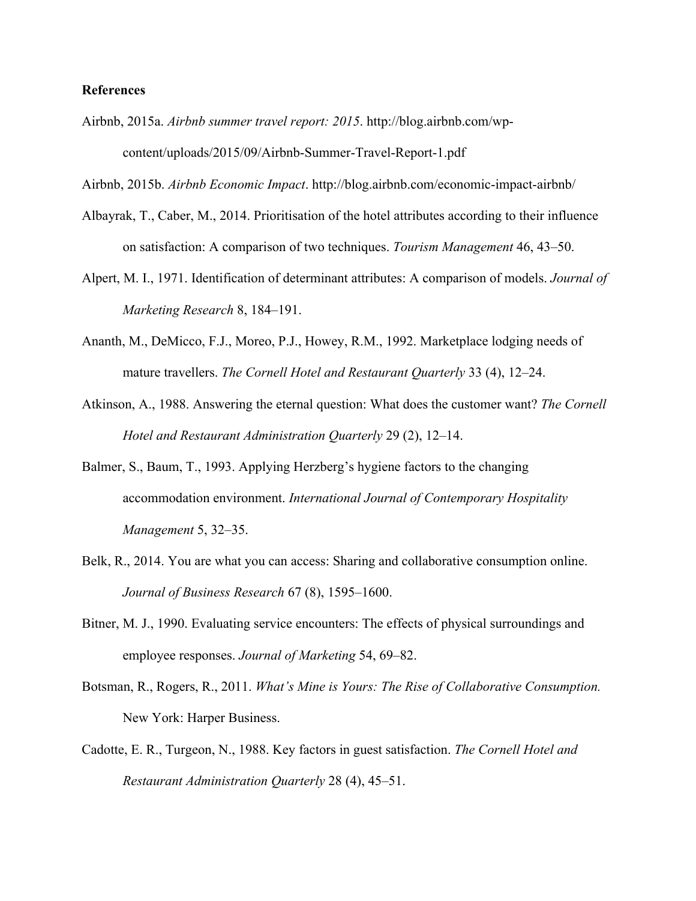**References**

Airbnb, 2015a. *Airbnb summer travel report: 2015*. http://blog.airbnb.com/wp-content/uploads/2015/09/Airbnb-Summer-Travel-Report-1.pdf

Airbnb, 2015b. *Airbnb Economic Impact*. http://blog.airbnb.com/economic-impact-airbnb/

Albayrak, T., Caber, M., 2014. Prioritisation of the hotel attributes according to their influence on satisfaction: A comparison of two techniques. *Tourism Management* 46, 43–50.

Alpert, M. I., 1971. Identification of determinant attributes: A comparison of models. *Journal of Marketing Research* 8, 184–191.

Ananth, M., DeMicco, F.J., Moreo, P.J., Howey, R.M., 1992. Marketplace lodging needs of mature travellers. *The Cornell Hotel and Restaurant Quarterly* 33 (4), 12–24.

Atkinson, A., 1988. Answering the eternal question: What does the customer want? *The Cornell Hotel and Restaurant Administration Quarterly* 29 (2), 12–14.

Balmer, S., Baum, T., 1993. Applying Herzberg's hygiene factors to the changing accommodation environment. *International Journal of Contemporary Hospitality Management* 5, 32–35.

Belk, R., 2014. You are what you can access: Sharing and collaborative consumption online. *Journal of Business Research* 67 (8), 1595–1600.

Bitner, M. J., 1990. Evaluating service encounters: The effects of physical surroundings and employee responses. *Journal of Marketing* 54, 69–82.

Botsman, R., Rogers, R., 2011. *What's Mine is Yours: The Rise of Collaborative Consumption.* New York: Harper Business.

Cadotte, E. R., Turgeon, N., 1988. Key factors in guest satisfaction. *The Cornell Hotel and Restaurant Administration Quarterly* 28 (4), 45–51.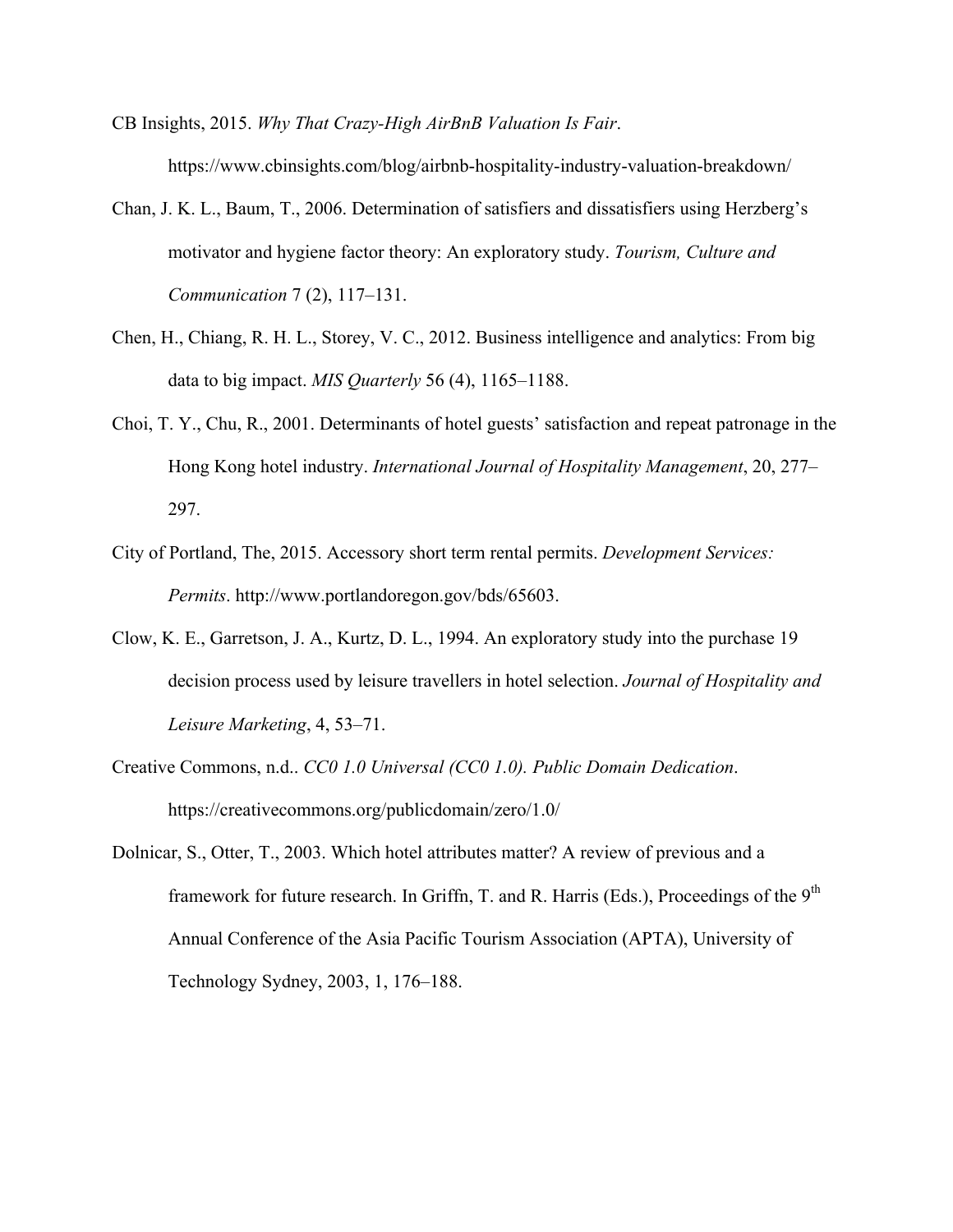CB Insights, 2015. *Why That Crazy-High AirBnB Valuation Is Fair*. https://www.cbinsights.com/blog/airbnb-hospitality-industry-valuation-breakdown/

Chan, J. K. L., Baum, T., 2006. Determination of satisfiers and dissatisfiers using Herzberg's motivator and hygiene factor theory: An exploratory study. *Tourism, Culture and Communication* 7 (2), 117–131.

Chen, H., Chiang, R. H. L., Storey, V. C., 2012. Business intelligence and analytics: From big data to big impact. *MIS Quarterly* 56 (4), 1165–1188.

Choi, T. Y., Chu, R., 2001. Determinants of hotel guests' satisfaction and repeat patronage in the Hong Kong hotel industry. *International Journal of Hospitality Management*, 20, 277–297.

City of Portland, The, 2015. Accessory short term rental permits. *Development Services: Permits*. http://www.portlandoregon.gov/bds/65603.

Clow, K. E., Garretson, J. A., Kurtz, D. L., 1994. An exploratory study into the purchase 19 decision process used by leisure travellers in hotel selection. *Journal of Hospitality and Leisure Marketing*, 4, 53–71.

Creative Commons, n.d.. *CC0 1.0 Universal (CC0 1.0). Public Domain Dedication*. https://creativecommons.org/publicdomain/zero/1.0/

Dolnicar, S., Otter, T., 2003. Which hotel attributes matter? A review of previous and a framework for future research. In Griffn, T. and R. Harris (Eds.), Proceedings of the 9th Annual Conference of the Asia Pacific Tourism Association (APTA), University of Technology Sydney, 2003, 1, 176–188.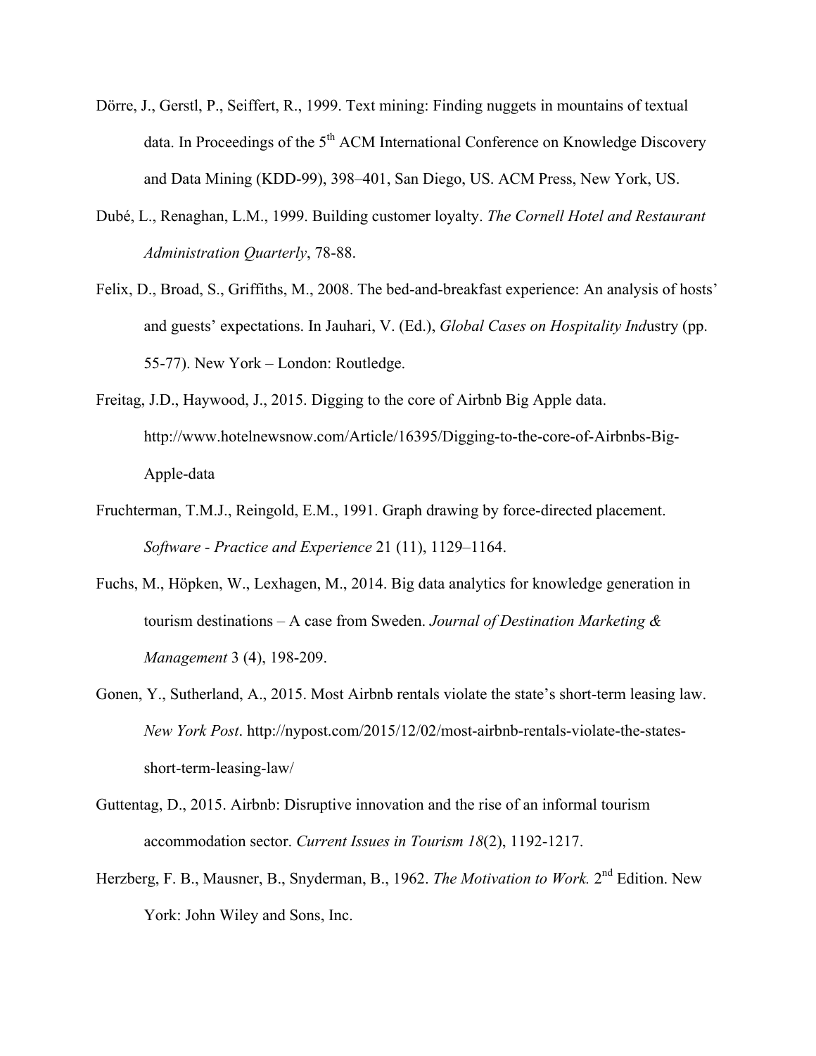Dörre, J., Gerstl, P., Seiffert, R., 1999. Text mining: Finding nuggets in mountains of textual data. In Proceedings of the 5th ACM International Conference on Knowledge Discovery and Data Mining (KDD-99), 398–401, San Diego, US. ACM Press, New York, US.

Dubé, L., Renaghan, L.M., 1999. Building customer loyalty. *The Cornell Hotel and Restaurant Administration Quarterly*, 78-88.

Felix, D., Broad, S., Griffiths, M., 2008. The bed-and-breakfast experience: An analysis of hosts' and guests' expectations. In Jauhari, V. (Ed.), *Global Cases on Hospitality Ind*ustry (pp. 55-77). New York – London: Routledge.

Freitag, J.D., Haywood, J., 2015. Digging to the core of Airbnb Big Apple data. http://www.hotelnewsnow.com/Article/16395/Digging-to-the-core-of-Airbnbs-Big-Apple-data

Fruchterman, T.M.J., Reingold, E.M., 1991. Graph drawing by force-directed placement. *Software - Practice and Experience* 21 (11), 1129–1164.

Fuchs, M., Höpken, W., Lexhagen, M., 2014. Big data analytics for knowledge generation in tourism destinations – A case from Sweden. *Journal of Destination Marketing & Management* 3 (4), 198-209.

Gonen, Y., Sutherland, A., 2015. Most Airbnb rentals violate the state's short-term leasing law. *New York Post*. http://nypost.com/2015/12/02/most-airbnb-rentals-violate-the-states-short-term-leasing-law/

Guttentag, D., 2015. Airbnb: Disruptive innovation and the rise of an informal tourism accommodation sector. *Current Issues in Tourism 18*(2), 1192-1217.

Herzberg, F. B., Mausner, B., Snyderman, B., 1962. *The Motivation to Work.* 2nd Edition. New York: John Wiley and Sons, Inc.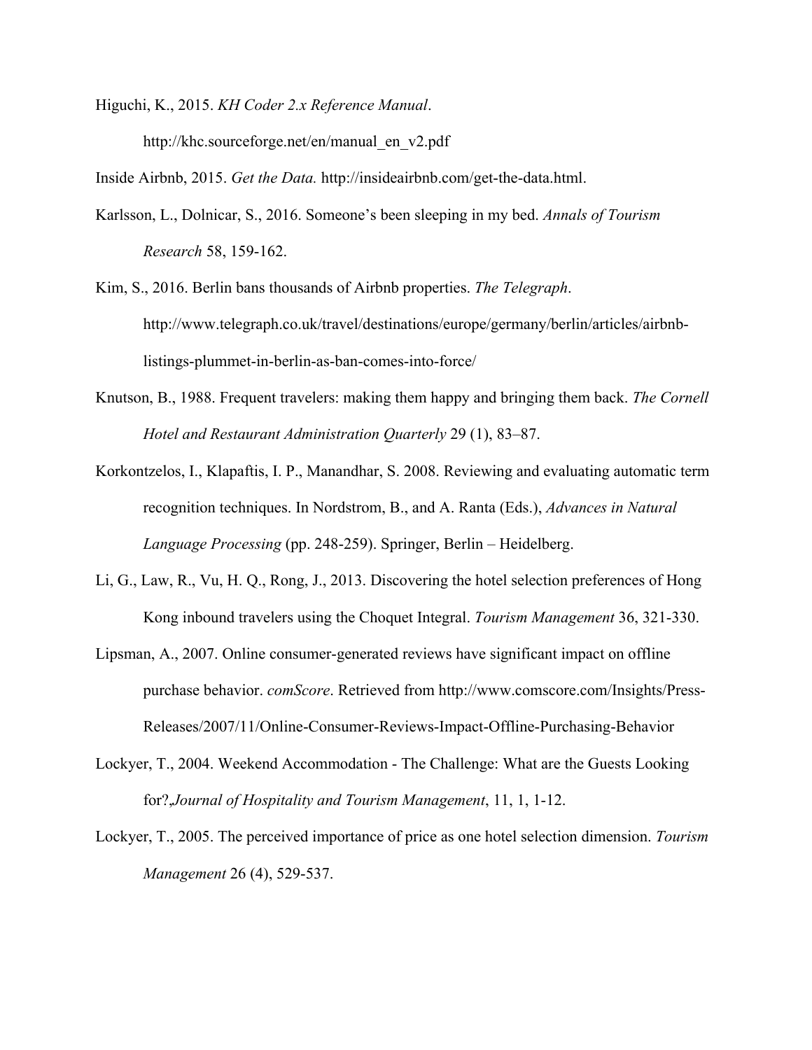Higuchi, K., 2015. *KH Coder 2.x Reference Manual*. http://khc.sourceforge.net/en/manual_en_v2.pdf

Inside Airbnb, 2015. *Get the Data.* http://insideairbnb.com/get-the-data.html.

Karlsson, L., Dolnicar, S., 2016. Someone's been sleeping in my bed. *Annals of Tourism Research* 58, 159-162.

Kim, S., 2016. Berlin bans thousands of Airbnb properties. *The Telegraph*. http://www.telegraph.co.uk/travel/destinations/europe/germany/berlin/articles/airbnb-listings-plummet-in-berlin-as-ban-comes-into-force/

Knutson, B., 1988. Frequent travelers: making them happy and bringing them back. *The Cornell Hotel and Restaurant Administration Quarterly* 29 (1), 83–87.

Korkontzelos, I., Klapaftis, I. P., Manandhar, S. 2008. Reviewing and evaluating automatic term recognition techniques. In Nordstrom, B., and A. Ranta (Eds.), *Advances in Natural Language Processing* (pp. 248-259). Springer, Berlin – Heidelberg.

Li, G., Law, R., Vu, H. Q., Rong, J., 2013. Discovering the hotel selection preferences of Hong Kong inbound travelers using the Choquet Integral. *Tourism Management* 36, 321-330.

Lipsman, A., 2007. Online consumer-generated reviews have significant impact on offline purchase behavior. *comScore*. Retrieved from http://www.comscore.com/Insights/Press-Releases/2007/11/Online-Consumer-Reviews-Impact-Offline-Purchasing-Behavior

Lockyer, T., 2004. Weekend Accommodation - The Challenge: What are the Guests Looking for?,*Journal of Hospitality and Tourism Management*, 11, 1, 1-12.

Lockyer, T., 2005. The perceived importance of price as one hotel selection dimension. *Tourism Management* 26 (4), 529-537.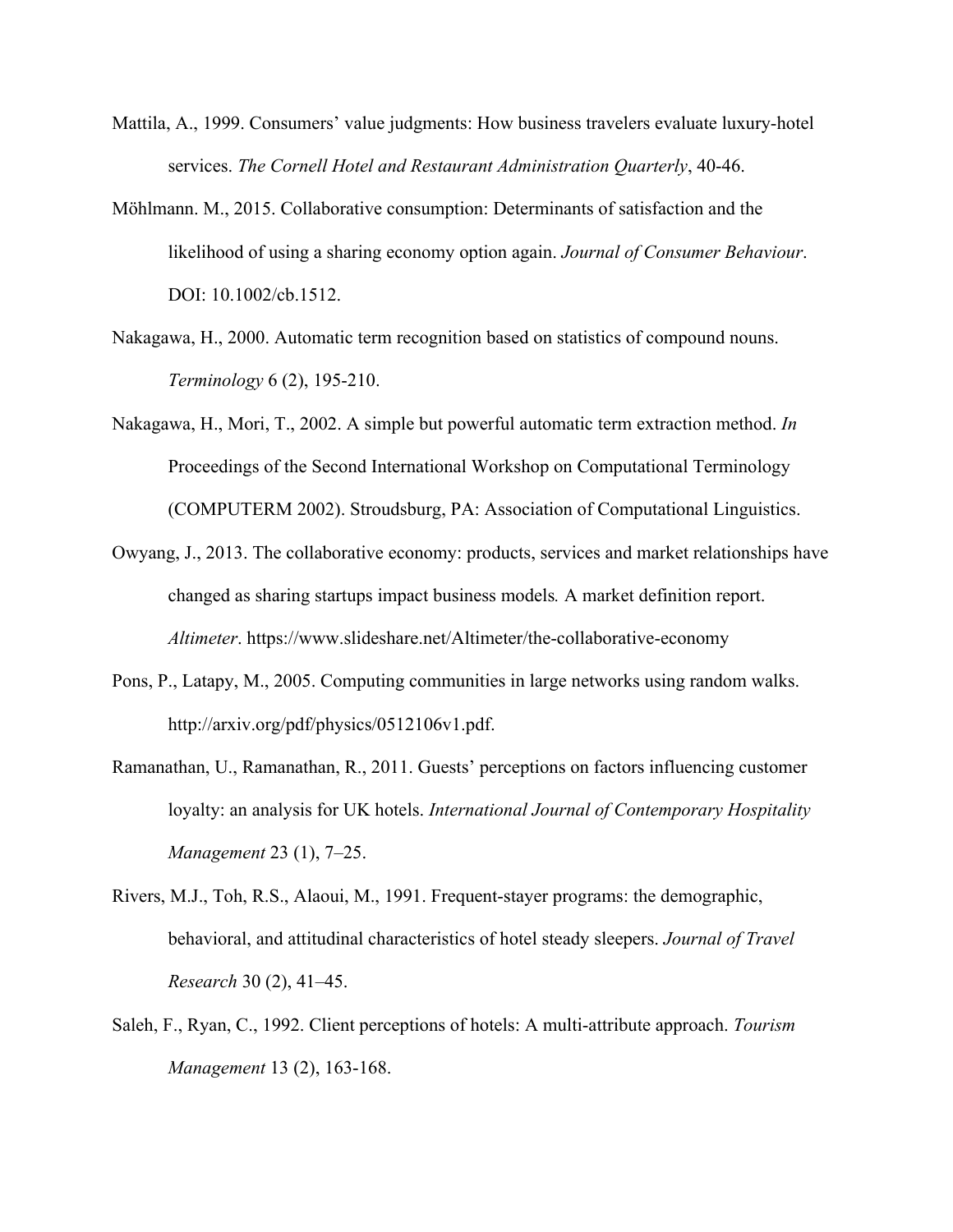Mattila, A., 1999. Consumers' value judgments: How business travelers evaluate luxury-hotel services. *The Cornell Hotel and Restaurant Administration Quarterly*, 40-46.

Möhlmann. M., 2015. Collaborative consumption: Determinants of satisfaction and the likelihood of using a sharing economy option again. *Journal of Consumer Behaviour*. DOI: 10.1002/cb.1512.

Nakagawa, H., 2000. Automatic term recognition based on statistics of compound nouns. *Terminology* 6 (2), 195-210.

Nakagawa, H., Mori, T., 2002. A simple but powerful automatic term extraction method. *In* Proceedings of the Second International Workshop on Computational Terminology (COMPUTERM 2002). Stroudsburg, PA: Association of Computational Linguistics.

Owyang, J., 2013. The collaborative economy: products, services and market relationships have changed as sharing startups impact business models*.* A market definition report. *Altimeter*. https://www.slideshare.net/Altimeter/the-collaborative-economy

Pons, P., Latapy, M., 2005. Computing communities in large networks using random walks. http://arxiv.org/pdf/physics/0512106v1.pdf.

Ramanathan, U., Ramanathan, R., 2011. Guests' perceptions on factors influencing customer loyalty: an analysis for UK hotels. *International Journal of Contemporary Hospitality Management* 23 (1), 7–25.

Rivers, M.J., Toh, R.S., Alaoui, M., 1991. Frequent-stayer programs: the demographic, behavioral, and attitudinal characteristics of hotel steady sleepers. *Journal of Travel Research* 30 (2), 41–45.

Saleh, F., Ryan, C., 1992. Client perceptions of hotels: A multi-attribute approach. *Tourism Management* 13 (2), 163-168.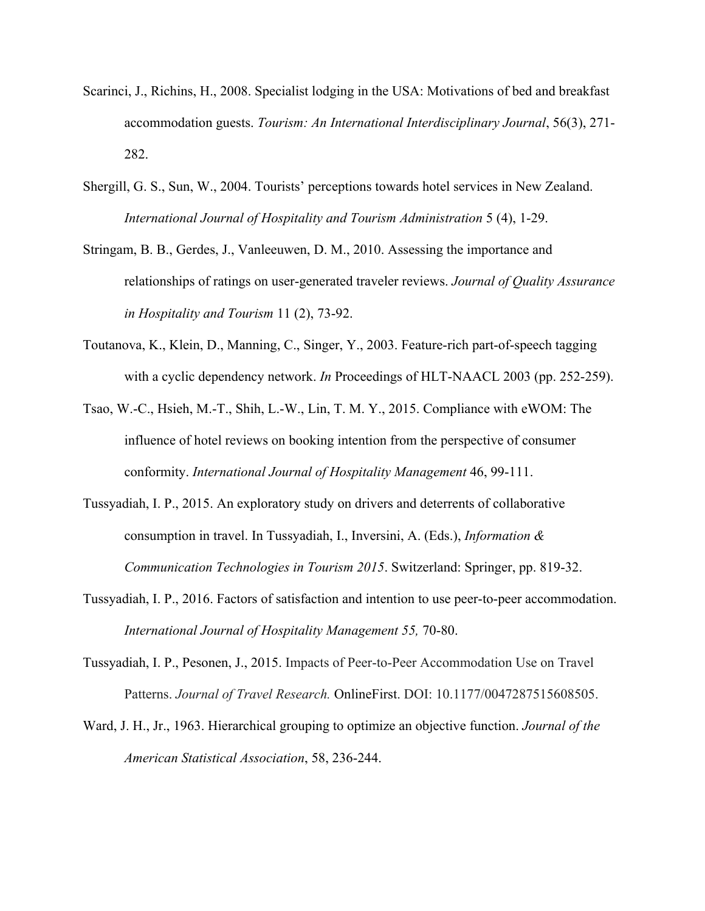Scarinci, J., Richins, H., 2008. Specialist lodging in the USA: Motivations of bed and breakfast accommodation guests. *Tourism: An International Interdisciplinary Journal*, 56(3), 271-282.

Shergill, G. S., Sun, W., 2004. Tourists' perceptions towards hotel services in New Zealand. *International Journal of Hospitality and Tourism Administration* 5 (4), 1-29.

Stringam, B. B., Gerdes, J., Vanleeuwen, D. M., 2010. Assessing the importance and relationships of ratings on user-generated traveler reviews. *Journal of Quality Assurance in Hospitality and Tourism* 11 (2), 73-92.

Toutanova, K., Klein, D., Manning, C., Singer, Y., 2003. Feature-rich part-of-speech tagging with a cyclic dependency network. *In* Proceedings of HLT-NAACL 2003 (pp. 252-259).

Tsao, W.-C., Hsieh, M.-T., Shih, L.-W., Lin, T. M. Y., 2015. Compliance with eWOM: The influence of hotel reviews on booking intention from the perspective of consumer conformity. *International Journal of Hospitality Management* 46, 99-111.

Tussyadiah, I. P., 2015. An exploratory study on drivers and deterrents of collaborative consumption in travel. In Tussyadiah, I., Inversini, A. (Eds.), *Information & Communication Technologies in Tourism 2015*. Switzerland: Springer, pp. 819-32.

Tussyadiah, I. P., 2016. Factors of satisfaction and intention to use peer-to-peer accommodation. *International Journal of Hospitality Management 55,* 70-80.

Tussyadiah, I. P., Pesonen, J., 2015. Impacts of Peer-to-Peer Accommodation Use on Travel Patterns. *Journal of Travel Research.* OnlineFirst. DOI: 10.1177/0047287515608505.

Ward, J. H., Jr., 1963. Hierarchical grouping to optimize an objective function. *Journal of the American Statistical Association*, 58, 236-244.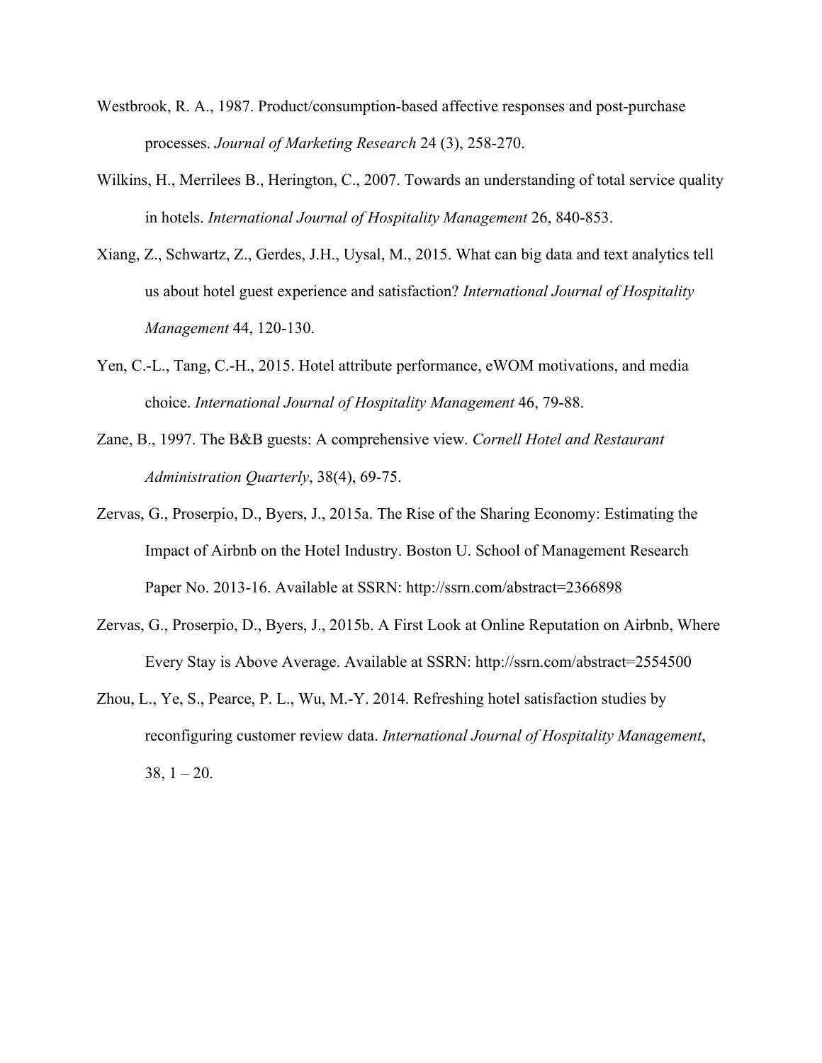Westbrook, R. A., 1987. Product/consumption-based affective responses and post-purchase processes. *Journal of Marketing Research* 24 (3), 258-270.

Wilkins, H., Merrilees B., Herington, C., 2007. Towards an understanding of total service quality in hotels. *International Journal of Hospitality Management* 26, 840-853.

Xiang, Z., Schwartz, Z., Gerdes, J.H., Uysal, M., 2015. What can big data and text analytics tell us about hotel guest experience and satisfaction? *International Journal of Hospitality Management* 44, 120-130.

Yen, C.-L., Tang, C.-H., 2015. Hotel attribute performance, eWOM motivations, and media choice. *International Journal of Hospitality Management* 46, 79-88.

Zane, B., 1997. The B&B guests: A comprehensive view. *Cornell Hotel and Restaurant Administration Quarterly*, 38(4), 69-75.

Zervas, G., Proserpio, D., Byers, J., 2015a. The Rise of the Sharing Economy: Estimating the Impact of Airbnb on the Hotel Industry. Boston U. School of Management Research Paper No. 2013-16. Available at SSRN: http://ssrn.com/abstract=2366898

Zervas, G., Proserpio, D., Byers, J., 2015b. A First Look at Online Reputation on Airbnb, Where Every Stay is Above Average. Available at SSRN: http://ssrn.com/abstract=2554500

Zhou, L., Ye, S., Pearce, P. L., Wu, M.-Y. 2014. Refreshing hotel satisfaction studies by reconfiguring customer review data. *International Journal of Hospitality Management*, 38, 1 – 20.